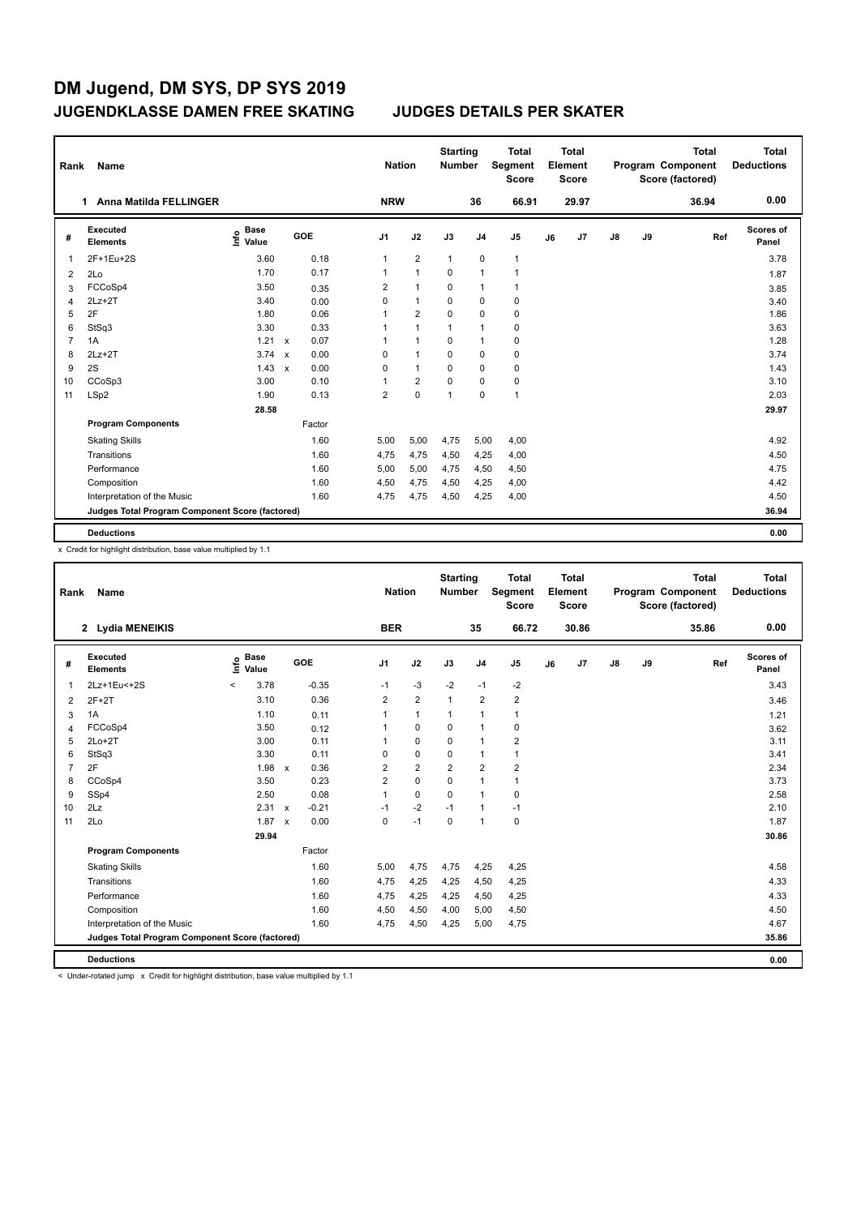# DM Jugend, DM SYS, DP SYS 2019

## JUGENDKLASSE DAMEN FREE SKATING — JUDGES DETAILS PER SKATER

| Rank | Name | Nation | Starting Number | Total Segment Score | Total Element Score | Total Program Component Score (factored) | Total Deductions |
|---|---|---|---|---|---|---|---|
| 1 | Anna Matilda FELLINGER | NRW | 36 | 66.91 | 29.97 | 36.94 | 0.00 |

| # | Executed Elements | Info | Base Value | | GOE | J1 | J2 | J3 | J4 | J5 | J6 | J7 | J8 | J9 | Ref | Scores of Panel |
|---|---|---|---|---|---|---|---|---|---|---|---|---|---|---|---|---|
| 1 | 2F+1Eu+2S | | 3.60 | | 0.18 | 1 | 2 | 1 | 0 | 1 | | | | | | 3.78 |
| 2 | 2Lo | | 1.70 | | 0.17 | 1 | 1 | 0 | 1 | 1 | | | | | | 1.87 |
| 3 | FCCoSp4 | | 3.50 | | 0.35 | 2 | 1 | 0 | 1 | 1 | | | | | | 3.85 |
| 4 | 2Lz+2T | | 3.40 | | 0.00 | 0 | 1 | 0 | 0 | 0 | | | | | | 3.40 |
| 5 | 2F | | 1.80 | | 0.06 | 1 | 2 | 0 | 0 | 0 | | | | | | 1.86 |
| 6 | StSq3 | | 3.30 | | 0.33 | 1 | 1 | 1 | 1 | 0 | | | | | | 3.63 |
| 7 | 1A | | 1.21 | x | 0.07 | 1 | 1 | 0 | 1 | 0 | | | | | | 1.28 |
| 8 | 2Lz+2T | | 3.74 | x | 0.00 | 0 | 1 | 0 | 0 | 0 | | | | | | 3.74 |
| 9 | 2S | | 1.43 | x | 0.00 | 0 | 1 | 0 | 0 | 0 | | | | | | 1.43 |
| 10 | CCoSp3 | | 3.00 | | 0.10 | 1 | 2 | 0 | 0 | 0 | | | | | | 3.10 |
| 11 | LSp2 | | 1.90 | | 0.13 | 2 | 0 | 1 | 0 | 1 | | | | | | 2.03 |
| | | | 28.58 | | | | | | | | | | | | | 29.97 |
| | **Program Components** | | | | Factor | | | | | | | | | | | |
| | Skating Skills | | | | 1.60 | 5,00 | 5,00 | 4,75 | 5,00 | 4,00 | | | | | | 4.92 |
| | Transitions | | | | 1.60 | 4,75 | 4,75 | 4,50 | 4,25 | 4,00 | | | | | | 4.50 |
| | Performance | | | | 1.60 | 5,00 | 5,00 | 4,75 | 4,50 | 4,50 | | | | | | 4.75 |
| | Composition | | | | 1.60 | 4,50 | 4,75 | 4,50 | 4,25 | 4,00 | | | | | | 4.42 |
| | Interpretation of the Music | | | | 1.60 | 4,75 | 4,75 | 4,50 | 4,25 | 4,00 | | | | | | 4.50 |
| | **Judges Total Program Component Score (factored)** | | | | | | | | | | | | | | | 36.94 |
| | **Deductions** | | | | | | | | | | | | | | | 0.00 |

x Credit for highlight distribution, base value multiplied by 1.1

| Rank | Name | Nation | Starting Number | Total Segment Score | Total Element Score | Total Program Component Score (factored) | Total Deductions |
|---|---|---|---|---|---|---|---|
| 2 | Lydia MENEIKIS | BER | 35 | 66.72 | 30.86 | 35.86 | 0.00 |

| # | Executed Elements | Info | Base Value | | GOE | J1 | J2 | J3 | J4 | J5 | J6 | J7 | J8 | J9 | Ref | Scores of Panel |
|---|---|---|---|---|---|---|---|---|---|---|---|---|---|---|---|---|
| 1 | 2Lz+1Eu<+2S | < | 3.78 | | -0.35 | -1 | -3 | -2 | -1 | -2 | | | | | | 3.43 |
| 2 | 2F+2T | | 3.10 | | 0.36 | 2 | 2 | 1 | 2 | 2 | | | | | | 3.46 |
| 3 | 1A | | 1.10 | | 0.11 | 1 | 1 | 1 | 1 | 1 | | | | | | 1.21 |
| 4 | FCCoSp4 | | 3.50 | | 0.12 | 1 | 0 | 0 | 1 | 0 | | | | | | 3.62 |
| 5 | 2Lo+2T | | 3.00 | | 0.11 | 1 | 0 | 0 | 1 | 2 | | | | | | 3.11 |
| 6 | StSq3 | | 3.30 | | 0.11 | 0 | 0 | 0 | 1 | 1 | | | | | | 3.41 |
| 7 | 2F | | 1.98 | x | 0.36 | 2 | 2 | 2 | 2 | 2 | | | | | | 2.34 |
| 8 | CCoSp4 | | 3.50 | | 0.23 | 2 | 0 | 0 | 1 | 1 | | | | | | 3.73 |
| 9 | SSp4 | | 2.50 | | 0.08 | 1 | 0 | 0 | 1 | 0 | | | | | | 2.58 |
| 10 | 2Lz | | 2.31 | x | -0.21 | -1 | -2 | -1 | 1 | -1 | | | | | | 2.10 |
| 11 | 2Lo | | 1.87 | x | 0.00 | 0 | -1 | 0 | 1 | 0 | | | | | | 1.87 |
| | | | 29.94 | | | | | | | | | | | | | 30.86 |
| | **Program Components** | | | | Factor | | | | | | | | | | | |
| | Skating Skills | | | | 1.60 | 5,00 | 4,75 | 4,75 | 4,25 | 4,25 | | | | | | 4.58 |
| | Transitions | | | | 1.60 | 4,75 | 4,25 | 4,25 | 4,50 | 4,25 | | | | | | 4.33 |
| | Performance | | | | 1.60 | 4,75 | 4,25 | 4,25 | 4,50 | 4,25 | | | | | | 4.33 |
| | Composition | | | | 1.60 | 4,50 | 4,50 | 4,00 | 5,00 | 4,50 | | | | | | 4.50 |
| | Interpretation of the Music | | | | 1.60 | 4,75 | 4,50 | 4,25 | 5,00 | 4,75 | | | | | | 4.67 |
| | **Judges Total Program Component Score (factored)** | | | | | | | | | | | | | | | 35.86 |
| | **Deductions** | | | | | | | | | | | | | | | 0.00 |

< Under-rotated jump x Credit for highlight distribution, base value multiplied by 1.1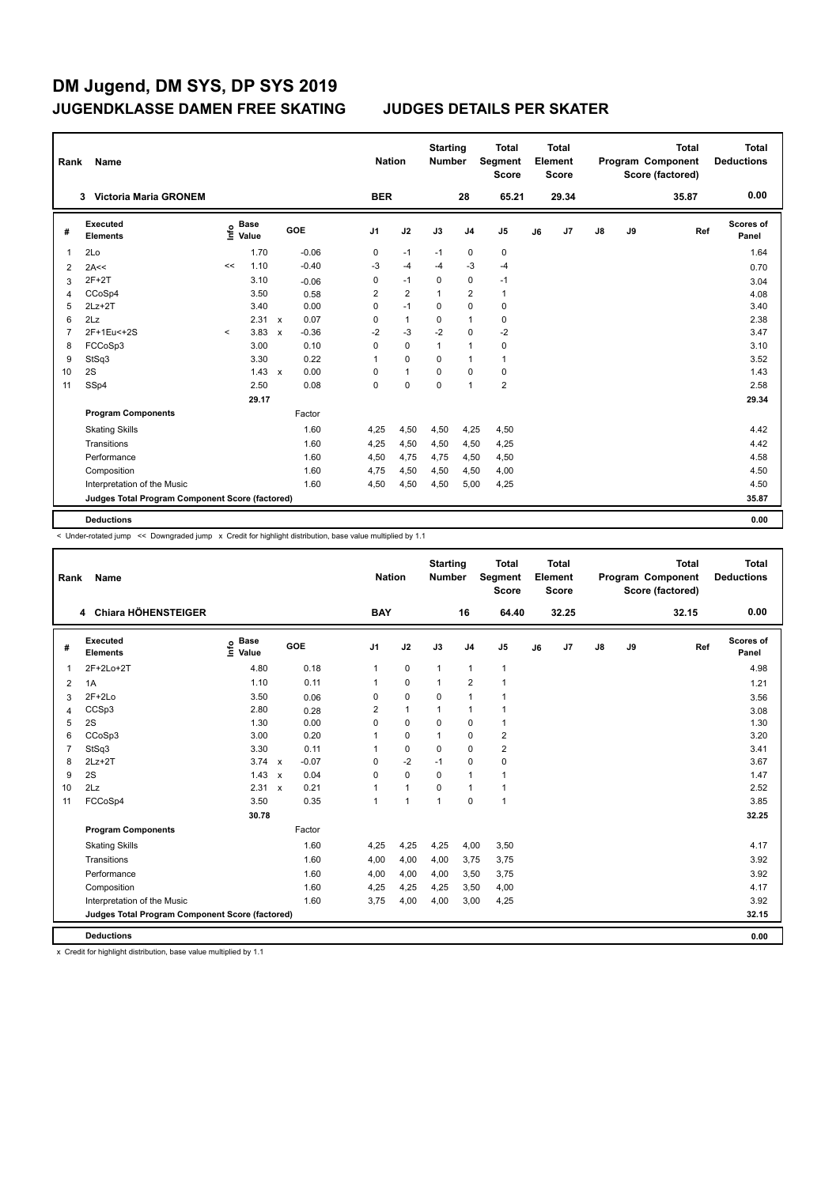# DM Jugend, DM SYS, DP SYS 2019

## JUGENDKLASSE DAMEN FREE SKATING — JUDGES DETAILS PER SKATER

| Rank | Name | Nation | Starting Number | Total Segment Score | Total Element Score | Total Program Component Score (factored) | Total Deductions |
|---|---|---|---|---|---|---|---|
| 3 | Victoria Maria GRONEM | BER | 28 | 65.21 | 29.34 | 35.87 | 0.00 |

| # | Executed Elements | Info | Base Value | | GOE | J1 | J2 | J3 | J4 | J5 | J6 | J7 | J8 | J9 | Ref | Scores of Panel |
|---|---|---|---|---|---|---|---|---|---|---|---|---|---|---|---|---|
| 1 | 2Lo | | 1.70 | | -0.06 | 0 | -1 | -1 | 0 | 0 | | | | | | 1.64 |
| 2 | 2A<< | << | 1.10 | | -0.40 | -3 | -4 | -4 | -3 | -4 | | | | | | 0.70 |
| 3 | 2F+2T | | 3.10 | | -0.06 | 0 | -1 | 0 | 0 | -1 | | | | | | 3.04 |
| 4 | CCoSp4 | | 3.50 | | 0.58 | 2 | 2 | 1 | 2 | 1 | | | | | | 4.08 |
| 5 | 2Lz+2T | | 3.40 | | 0.00 | 0 | -1 | 0 | 0 | 0 | | | | | | 3.40 |
| 6 | 2Lz | | 2.31 | x | 0.07 | 0 | 1 | 0 | 1 | 0 | | | | | | 2.38 |
| 7 | 2F+1Eu<+2S | < | 3.83 | x | -0.36 | -2 | -3 | -2 | 0 | -2 | | | | | | 3.47 |
| 8 | FCCoSp3 | | 3.00 | | 0.10 | 0 | 0 | 1 | 1 | 0 | | | | | | 3.10 |
| 9 | StSq3 | | 3.30 | | 0.22 | 1 | 0 | 0 | 1 | 1 | | | | | | 3.52 |
| 10 | 2S | | 1.43 | x | 0.00 | 0 | 1 | 0 | 0 | 0 | | | | | | 1.43 |
| 11 | SSp4 | | 2.50 | | 0.08 | 0 | 0 | 0 | 1 | 2 | | | | | | 2.58 |
| | | | 29.17 | | | | | | | | | | | | | 29.34 |
| | **Program Components** | | | | Factor | | | | | | | | | | | |
| | Skating Skills | | | | 1.60 | 4,25 | 4,50 | 4,50 | 4,25 | 4,50 | | | | | | 4.42 |
| | Transitions | | | | 1.60 | 4,25 | 4,50 | 4,50 | 4,50 | 4,25 | | | | | | 4.42 |
| | Performance | | | | 1.60 | 4,50 | 4,75 | 4,75 | 4,50 | 4,50 | | | | | | 4.58 |
| | Composition | | | | 1.60 | 4,75 | 4,50 | 4,50 | 4,50 | 4,00 | | | | | | 4.50 |
| | Interpretation of the Music | | | | 1.60 | 4,50 | 4,50 | 4,50 | 5,00 | 4,25 | | | | | | 4.50 |
| | **Judges Total Program Component Score (factored)** | | | | | | | | | | | | | | | 35.87 |
| | **Deductions** | | | | | | | | | | | | | | | 0.00 |

< Under-rotated jump << Downgraded jump x Credit for highlight distribution, base value multiplied by 1.1

| Rank | Name | Nation | Starting Number | Total Segment Score | Total Element Score | Total Program Component Score (factored) | Total Deductions |
|---|---|---|---|---|---|---|---|
| 4 | Chiara HÖHENSTEIGER | BAY | 16 | 64.40 | 32.25 | 32.15 | 0.00 |

| # | Executed Elements | Info | Base Value | | GOE | J1 | J2 | J3 | J4 | J5 | J6 | J7 | J8 | J9 | Ref | Scores of Panel |
|---|---|---|---|---|---|---|---|---|---|---|---|---|---|---|---|---|
| 1 | 2F+2Lo+2T | | 4.80 | | 0.18 | 1 | 0 | 1 | 1 | 1 | | | | | | 4.98 |
| 2 | 1A | | 1.10 | | 0.11 | 1 | 0 | 1 | 2 | 1 | | | | | | 1.21 |
| 3 | 2F+2Lo | | 3.50 | | 0.06 | 0 | 0 | 0 | 1 | 1 | | | | | | 3.56 |
| 4 | CCSp3 | | 2.80 | | 0.28 | 2 | 1 | 1 | 1 | 1 | | | | | | 3.08 |
| 5 | 2S | | 1.30 | | 0.00 | 0 | 0 | 0 | 0 | 1 | | | | | | 1.30 |
| 6 | CCoSp3 | | 3.00 | | 0.20 | 1 | 0 | 1 | 0 | 2 | | | | | | 3.20 |
| 7 | StSq3 | | 3.30 | | 0.11 | 1 | 0 | 0 | 0 | 2 | | | | | | 3.41 |
| 8 | 2Lz+2T | | 3.74 | x | -0.07 | 0 | -2 | -1 | 0 | 0 | | | | | | 3.67 |
| 9 | 2S | | 1.43 | x | 0.04 | 0 | 0 | 0 | 1 | 1 | | | | | | 1.47 |
| 10 | 2Lz | | 2.31 | x | 0.21 | 1 | 1 | 0 | 1 | 1 | | | | | | 2.52 |
| 11 | FCCoSp4 | | 3.50 | | 0.35 | 1 | 1 | 1 | 0 | 1 | | | | | | 3.85 |
| | | | 30.78 | | | | | | | | | | | | | 32.25 |
| | **Program Components** | | | | Factor | | | | | | | | | | | |
| | Skating Skills | | | | 1.60 | 4,25 | 4,25 | 4,25 | 4,00 | 3,50 | | | | | | 4.17 |
| | Transitions | | | | 1.60 | 4,00 | 4,00 | 4,00 | 3,75 | 3,75 | | | | | | 3.92 |
| | Performance | | | | 1.60 | 4,00 | 4,00 | 4,00 | 3,50 | 3,75 | | | | | | 3.92 |
| | Composition | | | | 1.60 | 4,25 | 4,25 | 4,25 | 3,50 | 4,00 | | | | | | 4.17 |
| | Interpretation of the Music | | | | 1.60 | 3,75 | 4,00 | 4,00 | 3,00 | 4,25 | | | | | | 3.92 |
| | **Judges Total Program Component Score (factored)** | | | | | | | | | | | | | | | 32.15 |
| | **Deductions** | | | | | | | | | | | | | | | 0.00 |

x Credit for highlight distribution, base value multiplied by 1.1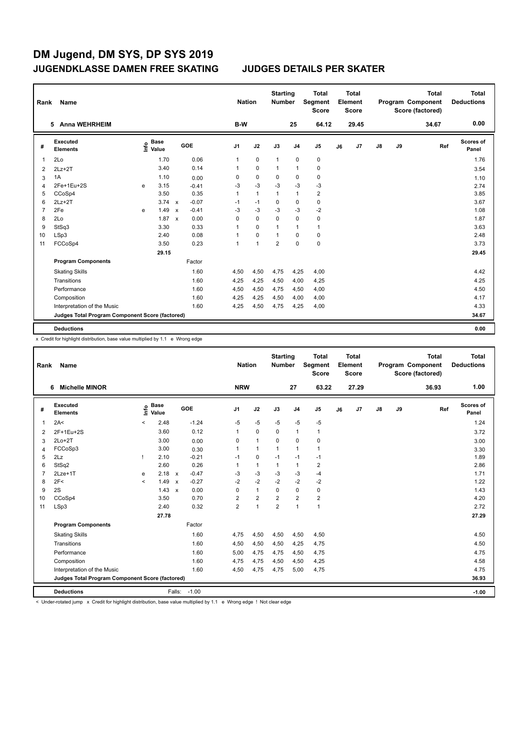# DM Jugend, DM SYS, DP SYS 2019

## JUGENDKLASSE DAMEN FREE SKATING — JUDGES DETAILS PER SKATER

| Rank | Name | Nation | Starting Number | Total Segment Score | Total Element Score | Total Program Component Score (factored) | Total Deductions |
|---|---|---|---|---|---|---|---|
| 5 | Anna WEHRHEIM | B-W | 25 | 64.12 | 29.45 | 34.67 | 0.00 |

| # | Executed Elements | Info | Base Value | | GOE | J1 | J2 | J3 | J4 | J5 | J6 | J7 | J8 | J9 | Ref | Scores of Panel |
|---|---|---|---|---|---|---|---|---|---|---|---|---|---|---|---|---|
| 1 | 2Lo | | 1.70 | | 0.06 | 1 | 0 | 1 | 0 | 0 | | | | | | 1.76 |
| 2 | 2Lz+2T | | 3.40 | | 0.14 | 1 | 0 | 1 | 1 | 0 | | | | | | 3.54 |
| 3 | 1A | | 1.10 | | 0.00 | 0 | 0 | 0 | 0 | 0 | | | | | | 1.10 |
| 4 | 2Fe+1Eu+2S | e | 3.15 | | -0.41 | -3 | -3 | -3 | -3 | -3 | | | | | | 2.74 |
| 5 | CCoSp4 | | 3.50 | | 0.35 | 1 | 1 | 1 | 1 | 2 | | | | | | 3.85 |
| 6 | 2Lz+2T | | 3.74 | x | -0.07 | -1 | -1 | 0 | 0 | 0 | | | | | | 3.67 |
| 7 | 2Fe | e | 1.49 | x | -0.41 | -3 | -3 | -3 | -3 | -2 | | | | | | 1.08 |
| 8 | 2Lo | | 1.87 | x | 0.00 | 0 | 0 | 0 | 0 | 0 | | | | | | 1.87 |
| 9 | StSq3 | | 3.30 | | 0.33 | 1 | 0 | 1 | 1 | 1 | | | | | | 3.63 |
| 10 | LSp3 | | 2.40 | | 0.08 | 1 | 0 | 1 | 0 | 0 | | | | | | 2.48 |
| 11 | FCCoSp4 | | 3.50 | | 0.23 | 1 | 1 | 2 | 0 | 0 | | | | | | 3.73 |
| | | | 29.15 | | | | | | | | | | | | | 29.45 |
| | **Program Components** | | | | Factor | | | | | | | | | | | |
| | Skating Skills | | | | 1.60 | 4,50 | 4,50 | 4,75 | 4,25 | 4,00 | | | | | | 4.42 |
| | Transitions | | | | 1.60 | 4,25 | 4,25 | 4,50 | 4,00 | 4,25 | | | | | | 4.25 |
| | Performance | | | | 1.60 | 4,50 | 4,50 | 4,75 | 4,50 | 4,00 | | | | | | 4.50 |
| | Composition | | | | 1.60 | 4,25 | 4,25 | 4,50 | 4,00 | 4,00 | | | | | | 4.17 |
| | Interpretation of the Music | | | | 1.60 | 4,25 | 4,50 | 4,75 | 4,25 | 4,00 | | | | | | 4.33 |
| | **Judges Total Program Component Score (factored)** | | | | | | | | | | | | | | | 34.67 |
| | **Deductions** | | | | | | | | | | | | | | | 0.00 |

x Credit for highlight distribution, base value multiplied by 1.1 e Wrong edge

| Rank | Name | Nation | Starting Number | Total Segment Score | Total Element Score | Total Program Component Score (factored) | Total Deductions |
|---|---|---|---|---|---|---|---|
| 6 | Michelle MINOR | NRW | 27 | 63.22 | 27.29 | 36.93 | 1.00 |

| # | Executed Elements | Info | Base Value | | GOE | J1 | J2 | J3 | J4 | J5 | J6 | J7 | J8 | J9 | Ref | Scores of Panel |
|---|---|---|---|---|---|---|---|---|---|---|---|---|---|---|---|---|
| 1 | 2A< | < | 2.48 | | -1.24 | -5 | -5 | -5 | -5 | -5 | | | | | | 1.24 |
| 2 | 2F+1Eu+2S | | 3.60 | | 0.12 | 1 | 0 | 0 | 1 | 1 | | | | | | 3.72 |
| 3 | 2Lo+2T | | 3.00 | | 0.00 | 0 | 1 | 0 | 0 | 0 | | | | | | 3.00 |
| 4 | FCCoSp3 | | 3.00 | | 0.30 | 1 | 1 | 1 | 1 | 1 | | | | | | 3.30 |
| 5 | 2Lz | ! | 2.10 | | -0.21 | -1 | 0 | -1 | -1 | -1 | | | | | | 1.89 |
| 6 | StSq2 | | 2.60 | | 0.26 | 1 | 1 | 1 | 1 | 2 | | | | | | 2.86 |
| 7 | 2Lze+1T | e | 2.18 | x | -0.47 | -3 | -3 | -3 | -3 | -4 | | | | | | 1.71 |
| 8 | 2F< | < | 1.49 | x | -0.27 | -2 | -2 | -2 | -2 | -2 | | | | | | 1.22 |
| 9 | 2S | | 1.43 | x | 0.00 | 0 | 1 | 0 | 0 | 0 | | | | | | 1.43 |
| 10 | CCoSp4 | | 3.50 | | 0.70 | 2 | 2 | 2 | 2 | 2 | | | | | | 4.20 |
| 11 | LSp3 | | 2.40 | | 0.32 | 2 | 1 | 2 | 1 | 1 | | | | | | 2.72 |
| | | | 27.78 | | | | | | | | | | | | | 27.29 |
| | **Program Components** | | | | Factor | | | | | | | | | | | |
| | Skating Skills | | | | 1.60 | 4,75 | 4,50 | 4,50 | 4,50 | 4,50 | | | | | | 4.50 |
| | Transitions | | | | 1.60 | 4,50 | 4,50 | 4,50 | 4,25 | 4,75 | | | | | | 4.50 |
| | Performance | | | | 1.60 | 5,00 | 4,75 | 4,75 | 4,50 | 4,75 | | | | | | 4.75 |
| | Composition | | | | 1.60 | 4,75 | 4,75 | 4,50 | 4,50 | 4,25 | | | | | | 4.58 |
| | Interpretation of the Music | | | | 1.60 | 4,50 | 4,75 | 4,75 | 5,00 | 4,75 | | | | | | 4.75 |
| | **Judges Total Program Component Score (factored)** | | | | | | | | | | | | | | | 36.93 |
| | **Deductions** | | | Falls: | -1.00 | | | | | | | | | | | -1.00 |

< Under-rotated jump x Credit for highlight distribution, base value multiplied by 1.1 e Wrong edge ! Not clear edge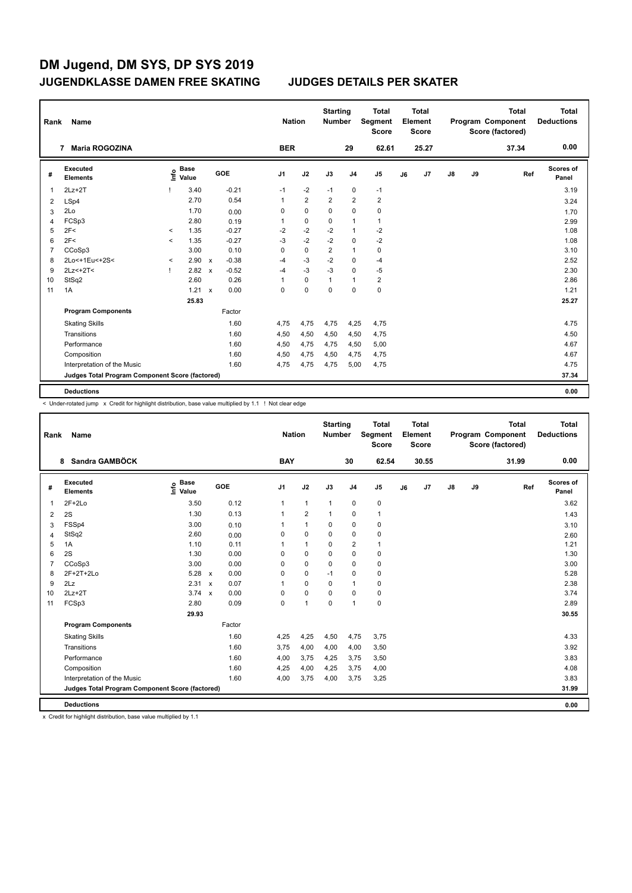# DM Jugend, DM SYS, DP SYS 2019

## JUGENDKLASSE DAMEN FREE SKATING — JUDGES DETAILS PER SKATER

| Rank | Name | Nation | Starting Number | Total Segment Score | Total Element Score | Total Program Component Score (factored) | Total Deductions |
|---|---|---|---|---|---|---|---|
| 7 | Maria ROGOZINA | BER | 29 | 62.61 | 25.27 | 37.34 | 0.00 |

| # | Executed Elements | Info | Base Value | | GOE | J1 | J2 | J3 | J4 | J5 | J6 | J7 | J8 | J9 | Ref | Scores of Panel |
|---|---|---|---|---|---|---|---|---|---|---|---|---|---|---|---|---|
| 1 | 2Lz+2T | ! | 3.40 | | -0.21 | -1 | -2 | -1 | 0 | -1 | | | | | | 3.19 |
| 2 | LSp4 | | 2.70 | | 0.54 | 1 | 2 | 2 | 2 | 2 | | | | | | 3.24 |
| 3 | 2Lo | | 1.70 | | 0.00 | 0 | 0 | 0 | 0 | 0 | | | | | | 1.70 |
| 4 | FCSp3 | | 2.80 | | 0.19 | 1 | 0 | 0 | 1 | 1 | | | | | | 2.99 |
| 5 | 2F< | < | 1.35 | | -0.27 | -2 | -2 | -2 | 1 | -2 | | | | | | 1.08 |
| 6 | 2F< | < | 1.35 | | -0.27 | -3 | -2 | -2 | 0 | -2 | | | | | | 1.08 |
| 7 | CCoSp3 | | 3.00 | | 0.10 | 0 | 0 | 2 | 1 | 0 | | | | | | 3.10 |
| 8 | 2Lo<+1Eu<+2S< | < | 2.90 | x | -0.38 | -4 | -3 | -2 | 0 | -4 | | | | | | 2.52 |
| 9 | 2Lz<+2T< | ! | 2.82 | x | -0.52 | -4 | -3 | -3 | 0 | -5 | | | | | | 2.30 |
| 10 | StSq2 | | 2.60 | | 0.26 | 1 | 0 | 1 | 1 | 2 | | | | | | 2.86 |
| 11 | 1A | | 1.21 | x | 0.00 | 0 | 0 | 0 | 0 | 0 | | | | | | 1.21 |
| | | | 25.83 | | | | | | | | | | | | | 25.27 |
| | **Program Components** | | | | Factor | | | | | | | | | | | |
| | Skating Skills | | | | 1.60 | 4,75 | 4,75 | 4,75 | 4,25 | 4,75 | | | | | | 4.75 |
| | Transitions | | | | 1.60 | 4,50 | 4,50 | 4,50 | 4,50 | 4,75 | | | | | | 4.50 |
| | Performance | | | | 1.60 | 4,50 | 4,75 | 4,75 | 4,50 | 5,00 | | | | | | 4.67 |
| | Composition | | | | 1.60 | 4,50 | 4,75 | 4,50 | 4,75 | 4,75 | | | | | | 4.67 |
| | Interpretation of the Music | | | | 1.60 | 4,75 | 4,75 | 4,75 | 5,00 | 4,75 | | | | | | 4.75 |
| | **Judges Total Program Component Score (factored)** | | | | | | | | | | | | | | | 37.34 |
| | **Deductions** | | | | | | | | | | | | | | | 0.00 |

< Under-rotated jump x Credit for highlight distribution, base value multiplied by 1.1 ! Not clear edge

| Rank | Name | Nation | Starting Number | Total Segment Score | Total Element Score | Total Program Component Score (factored) | Total Deductions |
|---|---|---|---|---|---|---|---|
| 8 | Sandra GAMBÖCK | BAY | 30 | 62.54 | 30.55 | 31.99 | 0.00 |

| # | Executed Elements | Info | Base Value | | GOE | J1 | J2 | J3 | J4 | J5 | J6 | J7 | J8 | J9 | Ref | Scores of Panel |
|---|---|---|---|---|---|---|---|---|---|---|---|---|---|---|---|---|
| 1 | 2F+2Lo | | 3.50 | | 0.12 | 1 | 1 | 1 | 0 | 0 | | | | | | 3.62 |
| 2 | 2S | | 1.30 | | 0.13 | 1 | 2 | 1 | 0 | 1 | | | | | | 1.43 |
| 3 | FSSp4 | | 3.00 | | 0.10 | 1 | 1 | 0 | 0 | 0 | | | | | | 3.10 |
| 4 | StSq2 | | 2.60 | | 0.00 | 0 | 0 | 0 | 0 | 0 | | | | | | 2.60 |
| 5 | 1A | | 1.10 | | 0.11 | 1 | 1 | 0 | 2 | 1 | | | | | | 1.21 |
| 6 | 2S | | 1.30 | | 0.00 | 0 | 0 | 0 | 0 | 0 | | | | | | 1.30 |
| 7 | CCoSp3 | | 3.00 | | 0.00 | 0 | 0 | 0 | 0 | 0 | | | | | | 3.00 |
| 8 | 2F+2T+2Lo | | 5.28 | x | 0.00 | 0 | 0 | -1 | 0 | 0 | | | | | | 5.28 |
| 9 | 2Lz | | 2.31 | x | 0.07 | 1 | 0 | 0 | 1 | 0 | | | | | | 2.38 |
| 10 | 2Lz+2T | | 3.74 | x | 0.00 | 0 | 0 | 0 | 0 | 0 | | | | | | 3.74 |
| 11 | FCSp3 | | 2.80 | | 0.09 | 0 | 1 | 0 | 1 | 0 | | | | | | 2.89 |
| | | | 29.93 | | | | | | | | | | | | | 30.55 |
| | **Program Components** | | | | Factor | | | | | | | | | | | |
| | Skating Skills | | | | 1.60 | 4,25 | 4,25 | 4,50 | 4,75 | 3,75 | | | | | | 4.33 |
| | Transitions | | | | 1.60 | 3,75 | 4,00 | 4,00 | 4,00 | 3,50 | | | | | | 3.92 |
| | Performance | | | | 1.60 | 4,00 | 3,75 | 4,25 | 3,75 | 3,50 | | | | | | 3.83 |
| | Composition | | | | 1.60 | 4,25 | 4,00 | 4,25 | 3,75 | 4,00 | | | | | | 4.08 |
| | Interpretation of the Music | | | | 1.60 | 4,00 | 3,75 | 4,00 | 3,75 | 3,25 | | | | | | 3.83 |
| | **Judges Total Program Component Score (factored)** | | | | | | | | | | | | | | | 31.99 |
| | **Deductions** | | | | | | | | | | | | | | | 0.00 |

x Credit for highlight distribution, base value multiplied by 1.1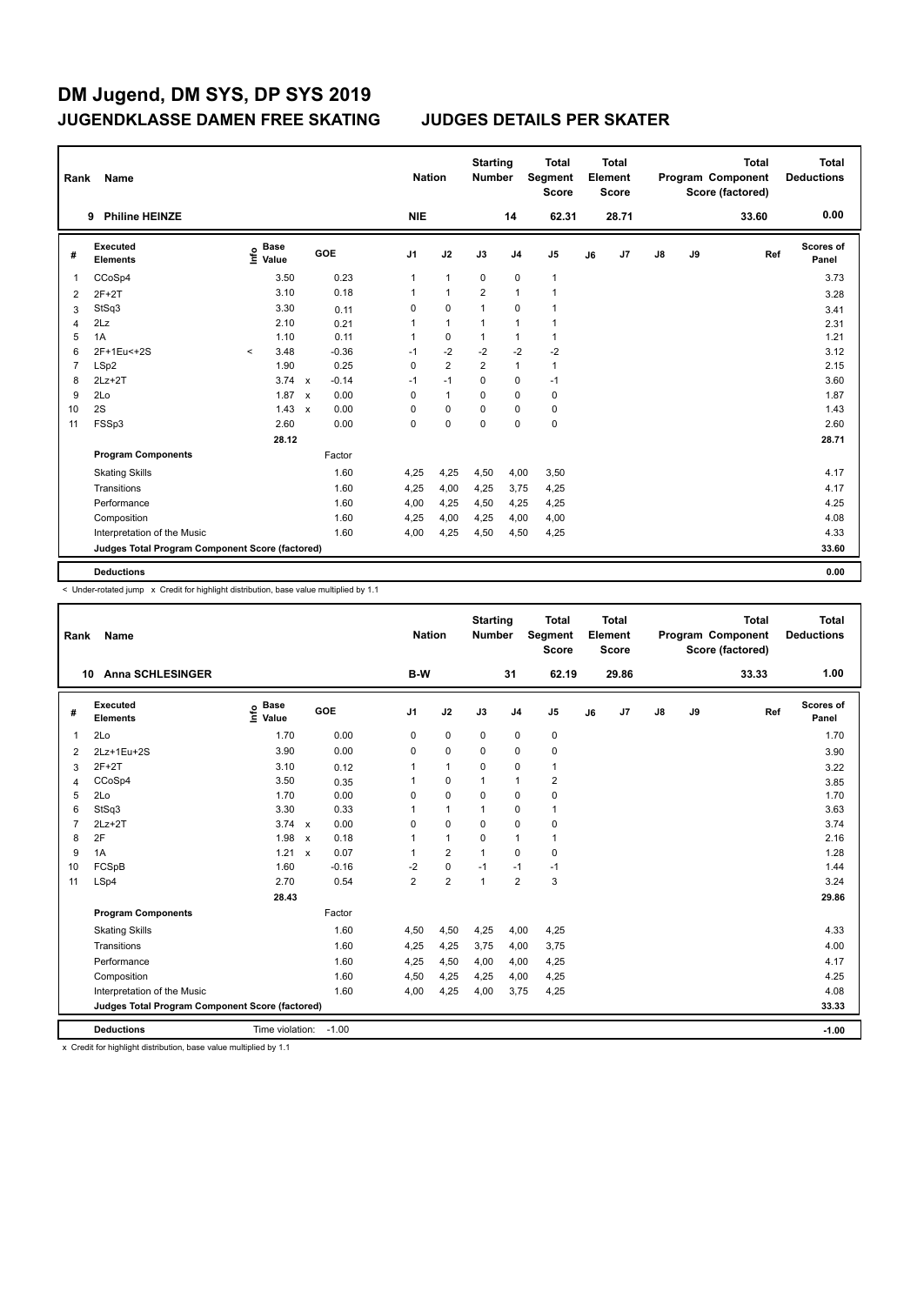# DM Jugend, DM SYS, DP SYS 2019

## JUGENDKLASSE DAMEN FREE SKATING — JUDGES DETAILS PER SKATER

| Rank | Name | Nation | Starting Number | Total Segment Score | Total Element Score | Total Program Component Score (factored) | Total Deductions |
|---|---|---|---|---|---|---|---|
| 9 | Philine HEINZE | NIE | 14 | 62.31 | 28.71 | 33.60 | 0.00 |

| # | Executed Elements | Info | Base Value | | GOE | J1 | J2 | J3 | J4 | J5 | J6 | J7 | J8 | J9 | Ref | Scores of Panel |
|---|---|---|---|---|---|---|---|---|---|---|---|---|---|---|---|---|
| 1 | CCoSp4 | | 3.50 | | 0.23 | 1 | 1 | 0 | 0 | 1 | | | | | | 3.73 |
| 2 | 2F+2T | | 3.10 | | 0.18 | 1 | 1 | 2 | 1 | 1 | | | | | | 3.28 |
| 3 | StSq3 | | 3.30 | | 0.11 | 0 | 0 | 1 | 0 | 1 | | | | | | 3.41 |
| 4 | 2Lz | | 2.10 | | 0.21 | 1 | 1 | 1 | 1 | 1 | | | | | | 2.31 |
| 5 | 1A | | 1.10 | | 0.11 | 1 | 0 | 1 | 1 | 1 | | | | | | 1.21 |
| 6 | 2F+1Eu<+2S | < | 3.48 | | -0.36 | -1 | -2 | -2 | -2 | -2 | | | | | | 3.12 |
| 7 | LSp2 | | 1.90 | | 0.25 | 0 | 2 | 2 | 1 | 1 | | | | | | 2.15 |
| 8 | 2Lz+2T | | 3.74 | x | -0.14 | -1 | -1 | 0 | 0 | -1 | | | | | | 3.60 |
| 9 | 2Lo | | 1.87 | x | 0.00 | 0 | 1 | 0 | 0 | 0 | | | | | | 1.87 |
| 10 | 2S | | 1.43 | x | 0.00 | 0 | 0 | 0 | 0 | 0 | | | | | | 1.43 |
| 11 | FSSp3 | | 2.60 | | 0.00 | 0 | 0 | 0 | 0 | 0 | | | | | | 2.60 |
| | | | 28.12 | | | | | | | | | | | | | 28.71 |
| | **Program Components** | | | | Factor | | | | | | | | | | | |
| | Skating Skills | | | | 1.60 | 4,25 | 4,25 | 4,50 | 4,00 | 3,50 | | | | | | 4.17 |
| | Transitions | | | | 1.60 | 4,25 | 4,00 | 4,25 | 3,75 | 4,25 | | | | | | 4.17 |
| | Performance | | | | 1.60 | 4,00 | 4,25 | 4,50 | 4,25 | 4,25 | | | | | | 4.25 |
| | Composition | | | | 1.60 | 4,25 | 4,00 | 4,25 | 4,00 | 4,00 | | | | | | 4.08 |
| | Interpretation of the Music | | | | 1.60 | 4,00 | 4,25 | 4,50 | 4,50 | 4,25 | | | | | | 4.33 |
| | **Judges Total Program Component Score (factored)** | | | | | | | | | | | | | | | 33.60 |
| | **Deductions** | | | | | | | | | | | | | | | 0.00 |

< Under-rotated jump x Credit for highlight distribution, base value multiplied by 1.1

| Rank | Name | Nation | Starting Number | Total Segment Score | Total Element Score | Total Program Component Score (factored) | Total Deductions |
|---|---|---|---|---|---|---|---|
| 10 | Anna SCHLESINGER | B-W | 31 | 62.19 | 29.86 | 33.33 | 1.00 |

| # | Executed Elements | Info | Base Value | | GOE | J1 | J2 | J3 | J4 | J5 | J6 | J7 | J8 | J9 | Ref | Scores of Panel |
|---|---|---|---|---|---|---|---|---|---|---|---|---|---|---|---|---|
| 1 | 2Lo | | 1.70 | | 0.00 | 0 | 0 | 0 | 0 | 0 | | | | | | 1.70 |
| 2 | 2Lz+1Eu+2S | | 3.90 | | 0.00 | 0 | 0 | 0 | 0 | 0 | | | | | | 3.90 |
| 3 | 2F+2T | | 3.10 | | 0.12 | 1 | 1 | 0 | 0 | 1 | | | | | | 3.22 |
| 4 | CCoSp4 | | 3.50 | | 0.35 | 1 | 0 | 1 | 1 | 2 | | | | | | 3.85 |
| 5 | 2Lo | | 1.70 | | 0.00 | 0 | 0 | 0 | 0 | 0 | | | | | | 1.70 |
| 6 | StSq3 | | 3.30 | | 0.33 | 1 | 1 | 1 | 0 | 1 | | | | | | 3.63 |
| 7 | 2Lz+2T | | 3.74 | x | 0.00 | 0 | 0 | 0 | 0 | 0 | | | | | | 3.74 |
| 8 | 2F | | 1.98 | x | 0.18 | 1 | 1 | 0 | 1 | 1 | | | | | | 2.16 |
| 9 | 1A | | 1.21 | x | 0.07 | 1 | 2 | 1 | 0 | 0 | | | | | | 1.28 |
| 10 | FCSpB | | 1.60 | | -0.16 | -2 | 0 | -1 | -1 | -1 | | | | | | 1.44 |
| 11 | LSp4 | | 2.70 | | 0.54 | 2 | 2 | 1 | 2 | 3 | | | | | | 3.24 |
| | | | 28.43 | | | | | | | | | | | | | 29.86 |
| | **Program Components** | | | | Factor | | | | | | | | | | | |
| | Skating Skills | | | | 1.60 | 4,50 | 4,50 | 4,25 | 4,00 | 4,25 | | | | | | 4.33 |
| | Transitions | | | | 1.60 | 4,25 | 4,25 | 3,75 | 4,00 | 3,75 | | | | | | 4.00 |
| | Performance | | | | 1.60 | 4,25 | 4,50 | 4,00 | 4,00 | 4,25 | | | | | | 4.17 |
| | Composition | | | | 1.60 | 4,50 | 4,25 | 4,25 | 4,00 | 4,25 | | | | | | 4.25 |
| | Interpretation of the Music | | | | 1.60 | 4,00 | 4,25 | 4,00 | 3,75 | 4,25 | | | | | | 4.08 |
| | **Judges Total Program Component Score (factored)** | | | | | | | | | | | | | | | 33.33 |
| | **Deductions** | Time violation: | -1.00 | | | | | | | | | | | | | -1.00 |

x Credit for highlight distribution, base value multiplied by 1.1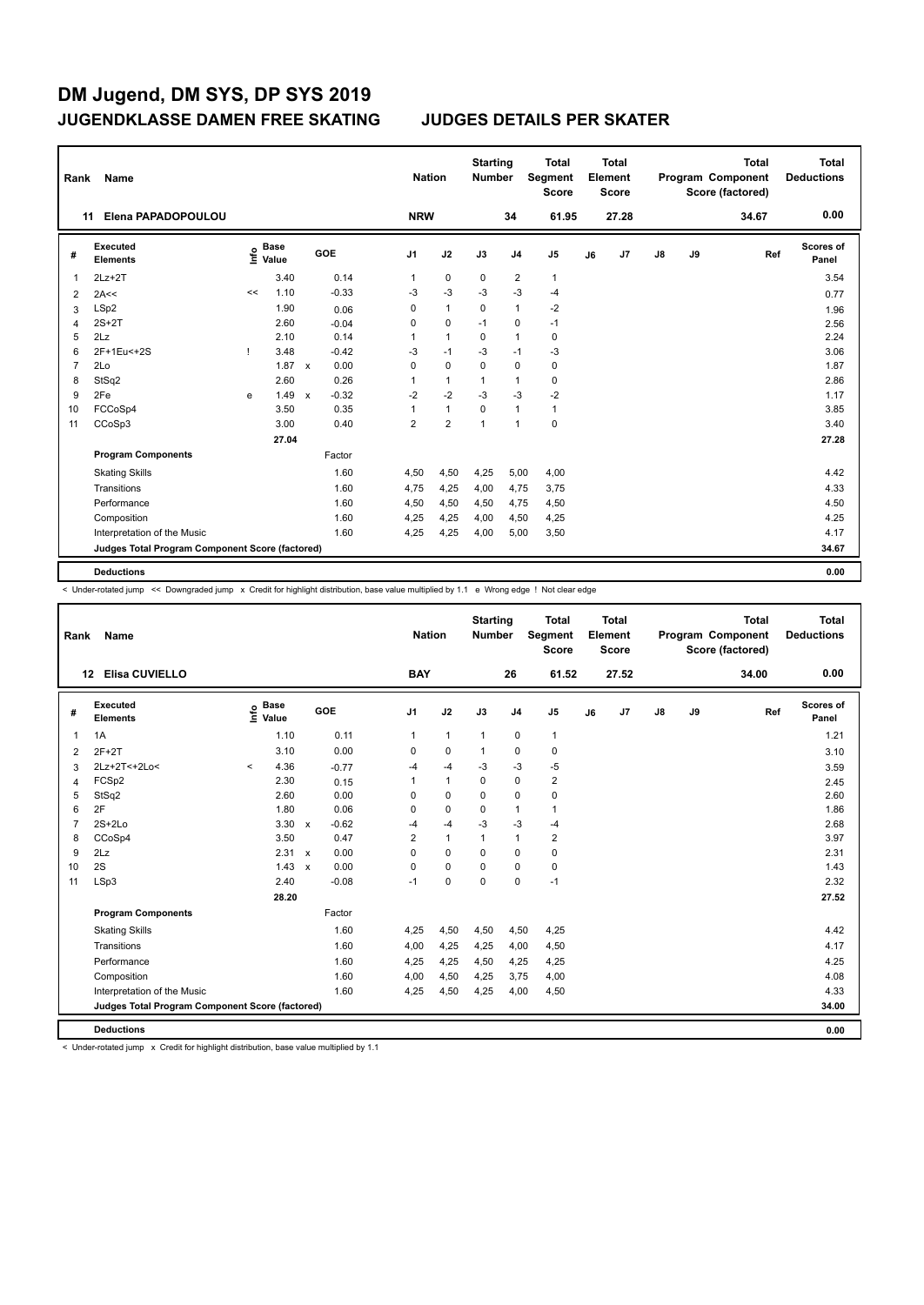# DM Jugend, DM SYS, DP SYS 2019

## JUGENDKLASSE DAMEN FREE SKATING — JUDGES DETAILS PER SKATER

| Rank | Name | Nation | Starting Number | Total Segment Score | Total Element Score | Total Program Component Score (factored) | Total Deductions |
|---|---|---|---|---|---|---|---|
| 11 | Elena PAPADOPOULOU | NRW | 34 | 61.95 | 27.28 | 34.67 | 0.00 |

| # | Executed Elements | Info | Base Value | | GOE | J1 | J2 | J3 | J4 | J5 | J6 | J7 | J8 | J9 | Ref | Scores of Panel |
|---|---|---|---|---|---|---|---|---|---|---|---|---|---|---|---|---|
| 1 | 2Lz+2T | | 3.40 | | 0.14 | 1 | 0 | 0 | 2 | 1 | | | | | | 3.54 |
| 2 | 2A<< | << | 1.10 | | -0.33 | -3 | -3 | -3 | -3 | -4 | | | | | | 0.77 |
| 3 | LSp2 | | 1.90 | | 0.06 | 0 | 1 | 0 | 1 | -2 | | | | | | 1.96 |
| 4 | 2S+2T | | 2.60 | | -0.04 | 0 | 0 | -1 | 0 | -1 | | | | | | 2.56 |
| 5 | 2Lz | | 2.10 | | 0.14 | 1 | 1 | 0 | 1 | 0 | | | | | | 2.24 |
| 6 | 2F+1Eu<+2S | ! | 3.48 | | -0.42 | -3 | -1 | -3 | -1 | -3 | | | | | | 3.06 |
| 7 | 2Lo | | 1.87 | x | 0.00 | 0 | 0 | 0 | 0 | 0 | | | | | | 1.87 |
| 8 | StSq2 | | 2.60 | | 0.26 | 1 | 1 | 1 | 1 | 0 | | | | | | 2.86 |
| 9 | 2Fe | e | 1.49 | x | -0.32 | -2 | -2 | -3 | -3 | -2 | | | | | | 1.17 |
| 10 | FCCoSp4 | | 3.50 | | 0.35 | 1 | 1 | 0 | 1 | 1 | | | | | | 3.85 |
| 11 | CCoSp3 | | 3.00 | | 0.40 | 2 | 2 | 1 | 1 | 0 | | | | | | 3.40 |
| | | | 27.04 | | | | | | | | | | | | | 27.28 |
| | **Program Components** | | | | Factor | | | | | | | | | | | |
| | Skating Skills | | | | 1.60 | 4,50 | 4,50 | 4,25 | 5,00 | 4,00 | | | | | | 4.42 |
| | Transitions | | | | 1.60 | 4,75 | 4,25 | 4,00 | 4,75 | 3,75 | | | | | | 4.33 |
| | Performance | | | | 1.60 | 4,50 | 4,50 | 4,50 | 4,75 | 4,50 | | | | | | 4.50 |
| | Composition | | | | 1.60 | 4,25 | 4,25 | 4,00 | 4,50 | 4,25 | | | | | | 4.25 |
| | Interpretation of the Music | | | | 1.60 | 4,25 | 4,25 | 4,00 | 5,00 | 3,50 | | | | | | 4.17 |
| | **Judges Total Program Component Score (factored)** | | | | | | | | | | | | | | | 34.67 |
| | **Deductions** | | | | | | | | | | | | | | | 0.00 |

< Under-rotated jump << Downgraded jump x Credit for highlight distribution, base value multiplied by 1.1 e Wrong edge ! Not clear edge

| Rank | Name | Nation | Starting Number | Total Segment Score | Total Element Score | Total Program Component Score (factored) | Total Deductions |
|---|---|---|---|---|---|---|---|
| 12 | Elisa CUVIELLO | BAY | 26 | 61.52 | 27.52 | 34.00 | 0.00 |

| # | Executed Elements | Info | Base Value | | GOE | J1 | J2 | J3 | J4 | J5 | J6 | J7 | J8 | J9 | Ref | Scores of Panel |
|---|---|---|---|---|---|---|---|---|---|---|---|---|---|---|---|---|
| 1 | 1A | | 1.10 | | 0.11 | 1 | 1 | 1 | 0 | 1 | | | | | | 1.21 |
| 2 | 2F+2T | | 3.10 | | 0.00 | 0 | 0 | 1 | 0 | 0 | | | | | | 3.10 |
| 3 | 2Lz+2T<+2Lo< | < | 4.36 | | -0.77 | -4 | -4 | -3 | -3 | -5 | | | | | | 3.59 |
| 4 | FCSp2 | | 2.30 | | 0.15 | 1 | 1 | 0 | 0 | 2 | | | | | | 2.45 |
| 5 | StSq2 | | 2.60 | | 0.00 | 0 | 0 | 0 | 0 | 0 | | | | | | 2.60 |
| 6 | 2F | | 1.80 | | 0.06 | 0 | 0 | 0 | 1 | 1 | | | | | | 1.86 |
| 7 | 2S+2Lo | | 3.30 | x | -0.62 | -4 | -4 | -3 | -3 | -4 | | | | | | 2.68 |
| 8 | CCoSp4 | | 3.50 | | 0.47 | 2 | 1 | 1 | 1 | 2 | | | | | | 3.97 |
| 9 | 2Lz | | 2.31 | x | 0.00 | 0 | 0 | 0 | 0 | 0 | | | | | | 2.31 |
| 10 | 2S | | 1.43 | x | 0.00 | 0 | 0 | 0 | 0 | 0 | | | | | | 1.43 |
| 11 | LSp3 | | 2.40 | | -0.08 | -1 | 0 | 0 | 0 | -1 | | | | | | 2.32 |
| | | | 28.20 | | | | | | | | | | | | | 27.52 |
| | **Program Components** | | | | Factor | | | | | | | | | | | |
| | Skating Skills | | | | 1.60 | 4,25 | 4,50 | 4,50 | 4,50 | 4,25 | | | | | | 4.42 |
| | Transitions | | | | 1.60 | 4,00 | 4,25 | 4,25 | 4,00 | 4,50 | | | | | | 4.17 |
| | Performance | | | | 1.60 | 4,25 | 4,25 | 4,50 | 4,25 | 4,25 | | | | | | 4.25 |
| | Composition | | | | 1.60 | 4,00 | 4,50 | 4,25 | 3,75 | 4,00 | | | | | | 4.08 |
| | Interpretation of the Music | | | | 1.60 | 4,25 | 4,50 | 4,25 | 4,00 | 4,50 | | | | | | 4.33 |
| | **Judges Total Program Component Score (factored)** | | | | | | | | | | | | | | | 34.00 |
| | **Deductions** | | | | | | | | | | | | | | | 0.00 |

< Under-rotated jump x Credit for highlight distribution, base value multiplied by 1.1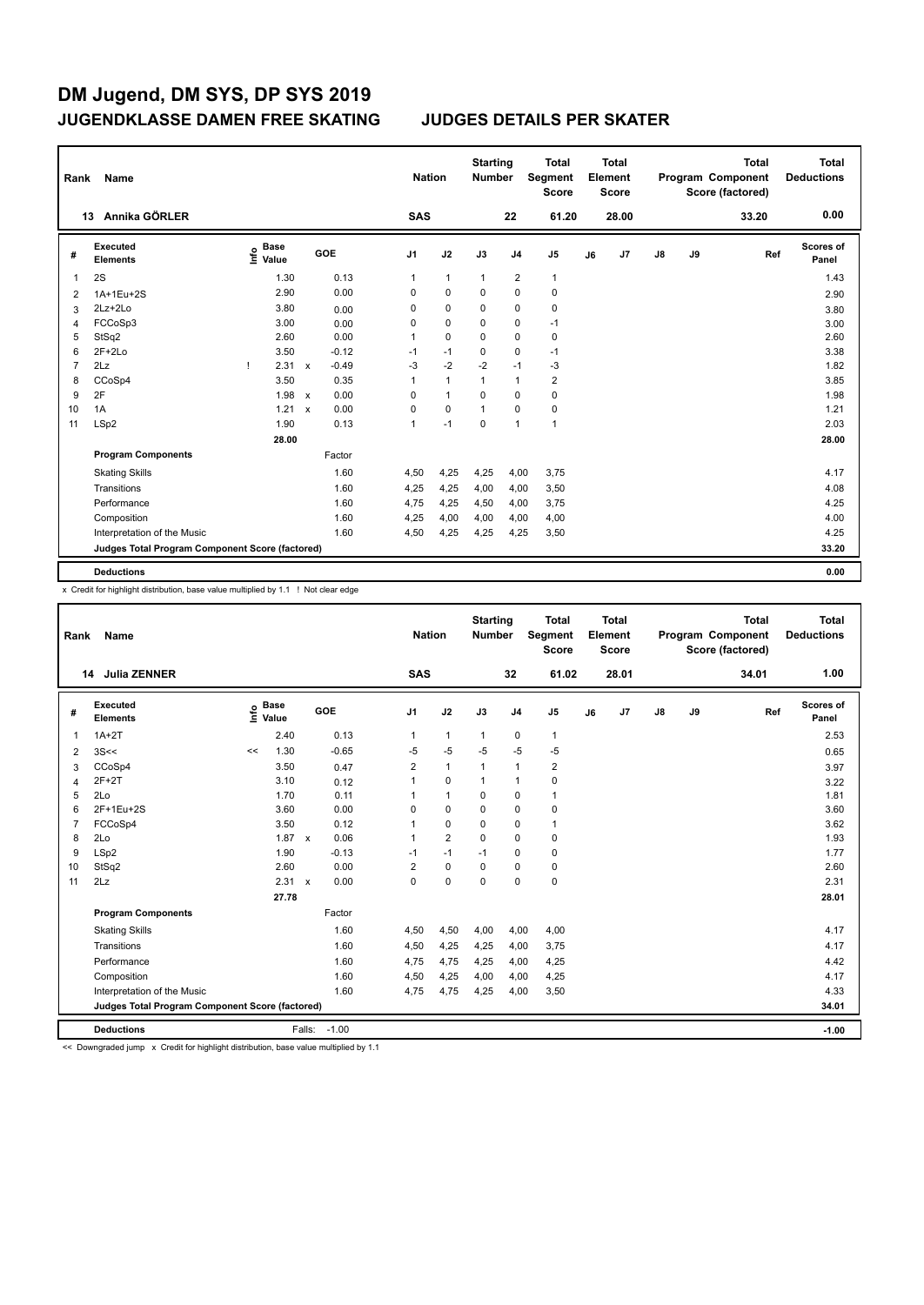# DM Jugend, DM SYS, DP SYS 2019

## JUGENDKLASSE DAMEN FREE SKATING — JUDGES DETAILS PER SKATER

| Rank | Name | Nation | Starting Number | Total Segment Score | Total Element Score | Total Program Component Score (factored) | Total Deductions |
|---|---|---|---|---|---|---|---|
| 13 | Annika GÖRLER | SAS | 22 | 61.20 | 28.00 | 33.20 | 0.00 |

| # | Executed Elements | Info | Base Value | | GOE | J1 | J2 | J3 | J4 | J5 | J6 | J7 | J8 | J9 | Ref | Scores of Panel |
|---|---|---|---|---|---|---|---|---|---|---|---|---|---|---|---|---|
| 1 | 2S | | 1.30 | | 0.13 | 1 | 1 | 1 | 2 | 1 | | | | | | 1.43 |
| 2 | 1A+1Eu+2S | | 2.90 | | 0.00 | 0 | 0 | 0 | 0 | 0 | | | | | | 2.90 |
| 3 | 2Lz+2Lo | | 3.80 | | 0.00 | 0 | 0 | 0 | 0 | 0 | | | | | | 3.80 |
| 4 | FCCoSp3 | | 3.00 | | 0.00 | 0 | 0 | 0 | 0 | -1 | | | | | | 3.00 |
| 5 | StSq2 | | 2.60 | | 0.00 | 1 | 0 | 0 | 0 | 0 | | | | | | 2.60 |
| 6 | 2F+2Lo | | 3.50 | | -0.12 | -1 | -1 | 0 | 0 | -1 | | | | | | 3.38 |
| 7 | 2Lz | ! | 2.31 | x | -0.49 | -3 | -2 | -2 | -1 | -3 | | | | | | 1.82 |
| 8 | CCoSp4 | | 3.50 | | 0.35 | 1 | 1 | 1 | 1 | 2 | | | | | | 3.85 |
| 9 | 2F | | 1.98 | x | 0.00 | 0 | 1 | 0 | 0 | 0 | | | | | | 1.98 |
| 10 | 1A | | 1.21 | x | 0.00 | 0 | 0 | 1 | 0 | 0 | | | | | | 1.21 |
| 11 | LSp2 | | 1.90 | | 0.13 | 1 | -1 | 0 | 1 | 1 | | | | | | 2.03 |
| | | | 28.00 | | | | | | | | | | | | | 28.00 |
| | **Program Components** | | | | Factor | | | | | | | | | | | |
| | Skating Skills | | | | 1.60 | 4,50 | 4,25 | 4,25 | 4,00 | 3,75 | | | | | | 4.17 |
| | Transitions | | | | 1.60 | 4,25 | 4,25 | 4,00 | 4,00 | 3,50 | | | | | | 4.08 |
| | Performance | | | | 1.60 | 4,75 | 4,25 | 4,50 | 4,00 | 3,75 | | | | | | 4.25 |
| | Composition | | | | 1.60 | 4,25 | 4,00 | 4,00 | 4,00 | 4,00 | | | | | | 4.00 |
| | Interpretation of the Music | | | | 1.60 | 4,50 | 4,25 | 4,25 | 4,25 | 3,50 | | | | | | 4.25 |
| | Judges Total Program Component Score (factored) | | | | | | | | | | | | | | | 33.20 |
| | **Deductions** | | | | | | | | | | | | | | | 0.00 |

x Credit for highlight distribution, base value multiplied by 1.1 ! Not clear edge

| Rank | Name | Nation | Starting Number | Total Segment Score | Total Element Score | Total Program Component Score (factored) | Total Deductions |
|---|---|---|---|---|---|---|---|
| 14 | Julia ZENNER | SAS | 32 | 61.02 | 28.01 | 34.01 | 1.00 |

| # | Executed Elements | Info | Base Value | | GOE | J1 | J2 | J3 | J4 | J5 | J6 | J7 | J8 | J9 | Ref | Scores of Panel |
|---|---|---|---|---|---|---|---|---|---|---|---|---|---|---|---|---|
| 1 | 1A+2T | | 2.40 | | 0.13 | 1 | 1 | 1 | 0 | 1 | | | | | | 2.53 |
| 2 | 3S<< | << | 1.30 | | -0.65 | -5 | -5 | -5 | -5 | -5 | | | | | | 0.65 |
| 3 | CCoSp4 | | 3.50 | | 0.47 | 2 | 1 | 1 | 1 | 2 | | | | | | 3.97 |
| 4 | 2F+2T | | 3.10 | | 0.12 | 1 | 0 | 1 | 1 | 0 | | | | | | 3.22 |
| 5 | 2Lo | | 1.70 | | 0.11 | 1 | 1 | 0 | 0 | 1 | | | | | | 1.81 |
| 6 | 2F+1Eu+2S | | 3.60 | | 0.00 | 0 | 0 | 0 | 0 | 0 | | | | | | 3.60 |
| 7 | FCCoSp4 | | 3.50 | | 0.12 | 1 | 0 | 0 | 0 | 1 | | | | | | 3.62 |
| 8 | 2Lo | | 1.87 | x | 0.06 | 1 | 2 | 0 | 0 | 0 | | | | | | 1.93 |
| 9 | LSp2 | | 1.90 | | -0.13 | -1 | -1 | -1 | 0 | 0 | | | | | | 1.77 |
| 10 | StSq2 | | 2.60 | | 0.00 | 2 | 0 | 0 | 0 | 0 | | | | | | 2.60 |
| 11 | 2Lz | | 2.31 | x | 0.00 | 0 | 0 | 0 | 0 | 0 | | | | | | 2.31 |
| | | | 27.78 | | | | | | | | | | | | | 28.01 |
| | **Program Components** | | | | Factor | | | | | | | | | | | |
| | Skating Skills | | | | 1.60 | 4,50 | 4,50 | 4,00 | 4,00 | 4,00 | | | | | | 4.17 |
| | Transitions | | | | 1.60 | 4,50 | 4,25 | 4,25 | 4,00 | 3,75 | | | | | | 4.17 |
| | Performance | | | | 1.60 | 4,75 | 4,75 | 4,25 | 4,00 | 4,25 | | | | | | 4.42 |
| | Composition | | | | 1.60 | 4,50 | 4,25 | 4,00 | 4,00 | 4,25 | | | | | | 4.17 |
| | Interpretation of the Music | | | | 1.60 | 4,75 | 4,75 | 4,25 | 4,00 | 3,50 | | | | | | 4.33 |
| | Judges Total Program Component Score (factored) | | | | | | | | | | | | | | | 34.01 |
| | **Deductions** | | Falls: | | -1.00 | | | | | | | | | | | -1.00 |

<< Downgraded jump x Credit for highlight distribution, base value multiplied by 1.1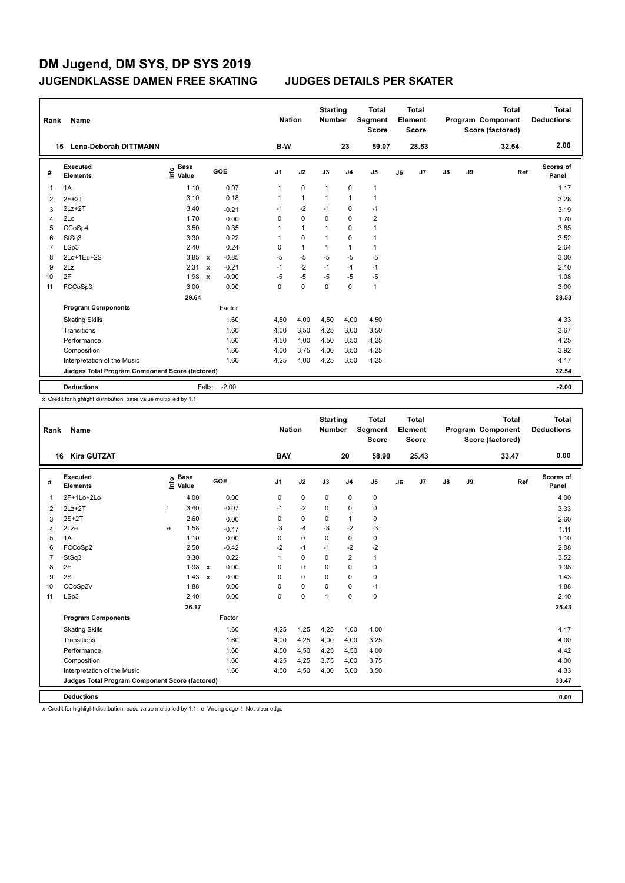# DM Jugend, DM SYS, DP SYS 2019

## JUGENDKLASSE DAMEN FREE SKATING — JUDGES DETAILS PER SKATER

| Rank | Name | Nation | Starting Number | Total Segment Score | Total Element Score | Total Program Component Score (factored) | Total Deductions |
|---|---|---|---|---|---|---|---|
| 15 | Lena-Deborah DITTMANN | B-W | 23 | 59.07 | 28.53 | 32.54 | 2.00 |

| # | Executed Elements | Info | Base Value | | GOE | J1 | J2 | J3 | J4 | J5 | J6 | J7 | J8 | J9 | Ref | Scores of Panel |
|---|---|---|---|---|---|---|---|---|---|---|---|---|---|---|---|---|
| 1 | 1A | | 1.10 | | 0.07 | 1 | 0 | 1 | 0 | 1 | | | | | | 1.17 |
| 2 | 2F+2T | | 3.10 | | 0.18 | 1 | 1 | 1 | 1 | 1 | | | | | | 3.28 |
| 3 | 2Lz+2T | | 3.40 | | -0.21 | -1 | -2 | -1 | 0 | -1 | | | | | | 3.19 |
| 4 | 2Lo | | 1.70 | | 0.00 | 0 | 0 | 0 | 0 | 2 | | | | | | 1.70 |
| 5 | CCoSp4 | | 3.50 | | 0.35 | 1 | 1 | 1 | 0 | 1 | | | | | | 3.85 |
| 6 | StSq3 | | 3.30 | | 0.22 | 1 | 0 | 1 | 0 | 1 | | | | | | 3.52 |
| 7 | LSp3 | | 2.40 | | 0.24 | 0 | 1 | 1 | 1 | 1 | | | | | | 2.64 |
| 8 | 2Lo+1Eu+2S | | 3.85 | x | -0.85 | -5 | -5 | -5 | -5 | -5 | | | | | | 3.00 |
| 9 | 2Lz | | 2.31 | x | -0.21 | -1 | -2 | -1 | -1 | -1 | | | | | | 2.10 |
| 10 | 2F | | 1.98 | x | -0.90 | -5 | -5 | -5 | -5 | -5 | | | | | | 1.08 |
| 11 | FCCoSp3 | | 3.00 | | 0.00 | 0 | 0 | 0 | 0 | 1 | | | | | | 3.00 |
| | | | 29.64 | | | | | | | | | | | | | 28.53 |

| Program Components | Factor | J1 | J2 | J3 | J4 | J5 | J6 | J7 | J8 | J9 | Scores of Panel |
|---|---|---|---|---|---|---|---|---|---|---|---|
| Skating Skills | 1.60 | 4,50 | 4,00 | 4,50 | 4,00 | 4,50 | | | | | 4.33 |
| Transitions | 1.60 | 4,00 | 3,50 | 4,25 | 3,00 | 3,50 | | | | | 3.67 |
| Performance | 1.60 | 4,50 | 4,00 | 4,50 | 3,50 | 4,25 | | | | | 4.25 |
| Composition | 1.60 | 4,00 | 3,75 | 4,00 | 3,50 | 4,25 | | | | | 3.92 |
| Interpretation of the Music | 1.60 | 4,25 | 4,00 | 4,25 | 3,50 | 4,25 | | | | | 4.17 |
| Judges Total Program Component Score (factored) | | | | | | | | | | | 32.54 |

| Deductions | Falls: | -2.00 | -2.00 |
|---|---|---|---|

x Credit for highlight distribution, base value multiplied by 1.1

| Rank | Name | Nation | Starting Number | Total Segment Score | Total Element Score | Total Program Component Score (factored) | Total Deductions |
|---|---|---|---|---|---|---|---|
| 16 | Kira GUTZAT | BAY | 20 | 58.90 | 25.43 | 33.47 | 0.00 |

| # | Executed Elements | Info | Base Value | | GOE | J1 | J2 | J3 | J4 | J5 | J6 | J7 | J8 | J9 | Ref | Scores of Panel |
|---|---|---|---|---|---|---|---|---|---|---|---|---|---|---|---|---|
| 1 | 2F+1Lo+2Lo | | 4.00 | | 0.00 | 0 | 0 | 0 | 0 | 0 | | | | | | 4.00 |
| 2 | 2Lz+2T | ! | 3.40 | | -0.07 | -1 | -2 | 0 | 0 | 0 | | | | | | 3.33 |
| 3 | 2S+2T | | 2.60 | | 0.00 | 0 | 0 | 0 | 1 | 0 | | | | | | 2.60 |
| 4 | 2Lze | e | 1.58 | | -0.47 | -3 | -4 | -3 | -2 | -3 | | | | | | 1.11 |
| 5 | 1A | | 1.10 | | 0.00 | 0 | 0 | 0 | 0 | 0 | | | | | | 1.10 |
| 6 | FCCoSp2 | | 2.50 | | -0.42 | -2 | -1 | -1 | -2 | -2 | | | | | | 2.08 |
| 7 | StSq3 | | 3.30 | | 0.22 | 1 | 0 | 0 | 2 | 1 | | | | | | 3.52 |
| 8 | 2F | | 1.98 | x | 0.00 | 0 | 0 | 0 | 0 | 0 | | | | | | 1.98 |
| 9 | 2S | | 1.43 | x | 0.00 | 0 | 0 | 0 | 0 | 0 | | | | | | 1.43 |
| 10 | CCoSp2V | | 1.88 | | 0.00 | 0 | 0 | 0 | 0 | -1 | | | | | | 1.88 |
| 11 | LSp3 | | 2.40 | | 0.00 | 0 | 0 | 1 | 0 | 0 | | | | | | 2.40 |
| | | | 26.17 | | | | | | | | | | | | | 25.43 |

| Program Components | Factor | J1 | J2 | J3 | J4 | J5 | J6 | J7 | J8 | J9 | Scores of Panel |
|---|---|---|---|---|---|---|---|---|---|---|---|
| Skating Skills | 1.60 | 4,25 | 4,25 | 4,25 | 4,00 | 4,00 | | | | | 4.17 |
| Transitions | 1.60 | 4,00 | 4,25 | 4,00 | 4,00 | 3,25 | | | | | 4.00 |
| Performance | 1.60 | 4,50 | 4,50 | 4,25 | 4,50 | 4,00 | | | | | 4.42 |
| Composition | 1.60 | 4,25 | 4,25 | 3,75 | 4,00 | 3,75 | | | | | 4.00 |
| Interpretation of the Music | 1.60 | 4,50 | 4,50 | 4,00 | 5,00 | 3,50 | | | | | 4.33 |
| Judges Total Program Component Score (factored) | | | | | | | | | | | 33.47 |

| Deductions | | 0.00 |
|---|---|---|

x Credit for highlight distribution, base value multiplied by 1.1 e Wrong edge ! Not clear edge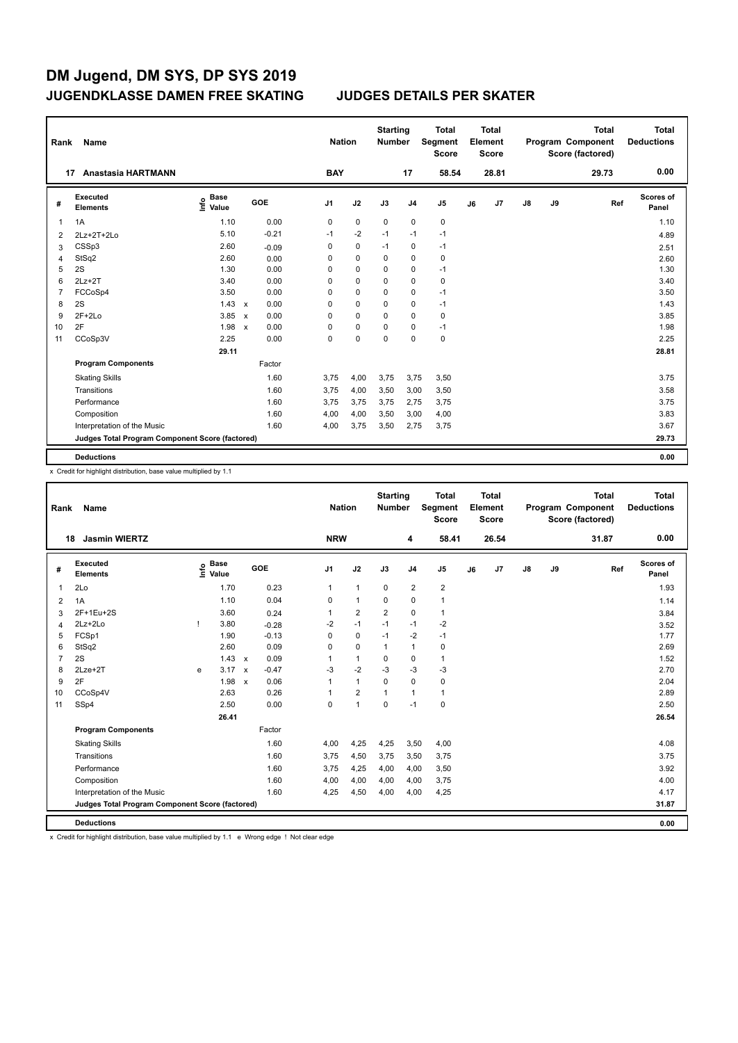# DM Jugend, DM SYS, DP SYS 2019

## JUGENDKLASSE DAMEN FREE SKATING — JUDGES DETAILS PER SKATER

| Rank | Name | Nation | Starting Number | Total Segment Score | Total Element Score | Total Program Component Score (factored) | Total Deductions |
|---|---|---|---|---|---|---|---|
| 17 | Anastasia HARTMANN | BAY | 17 | 58.54 | 28.81 | 29.73 | 0.00 |

| # | Executed Elements | Info | Base Value | | GOE | J1 | J2 | J3 | J4 | J5 | J6 | J7 | J8 | J9 | Ref | Scores of Panel |
|---|---|---|---|---|---|---|---|---|---|---|---|---|---|---|---|---|
| 1 | 1A | | 1.10 | | 0.00 | 0 | 0 | 0 | 0 | 0 | | | | | | 1.10 |
| 2 | 2Lz+2T+2Lo | | 5.10 | | -0.21 | -1 | -2 | -1 | -1 | -1 | | | | | | 4.89 |
| 3 | CSSp3 | | 2.60 | | -0.09 | 0 | 0 | -1 | 0 | -1 | | | | | | 2.51 |
| 4 | StSq2 | | 2.60 | | 0.00 | 0 | 0 | 0 | 0 | 0 | | | | | | 2.60 |
| 5 | 2S | | 1.30 | | 0.00 | 0 | 0 | 0 | 0 | -1 | | | | | | 1.30 |
| 6 | 2Lz+2T | | 3.40 | | 0.00 | 0 | 0 | 0 | 0 | 0 | | | | | | 3.40 |
| 7 | FCCoSp4 | | 3.50 | | 0.00 | 0 | 0 | 0 | 0 | -1 | | | | | | 3.50 |
| 8 | 2S | | 1.43 | x | 0.00 | 0 | 0 | 0 | 0 | -1 | | | | | | 1.43 |
| 9 | 2F+2Lo | | 3.85 | x | 0.00 | 0 | 0 | 0 | 0 | 0 | | | | | | 3.85 |
| 10 | 2F | | 1.98 | x | 0.00 | 0 | 0 | 0 | 0 | -1 | | | | | | 1.98 |
| 11 | CCoSp3V | | 2.25 | | 0.00 | 0 | 0 | 0 | 0 | 0 | | | | | | 2.25 |
| | | | 29.11 | | | | | | | | | | | | | 28.81 |
| | **Program Components** | | | | Factor | | | | | | | | | | | |
| | Skating Skills | | | | 1.60 | 3,75 | 4,00 | 3,75 | 3,75 | 3,50 | | | | | | 3.75 |
| | Transitions | | | | 1.60 | 3,75 | 4,00 | 3,50 | 3,00 | 3,50 | | | | | | 3.58 |
| | Performance | | | | 1.60 | 3,75 | 3,75 | 3,75 | 2,75 | 3,75 | | | | | | 3.75 |
| | Composition | | | | 1.60 | 4,00 | 4,00 | 3,50 | 3,00 | 4,00 | | | | | | 3.83 |
| | Interpretation of the Music | | | | 1.60 | 4,00 | 3,75 | 3,50 | 2,75 | 3,75 | | | | | | 3.67 |
| | **Judges Total Program Component Score (factored)** | | | | | | | | | | | | | | | 29.73 |
| | **Deductions** | | | | | | | | | | | | | | | 0.00 |

x Credit for highlight distribution, base value multiplied by 1.1

| Rank | Name | Nation | Starting Number | Total Segment Score | Total Element Score | Total Program Component Score (factored) | Total Deductions |
|---|---|---|---|---|---|---|---|
| 18 | Jasmin WIERTZ | NRW | 4 | 58.41 | 26.54 | 31.87 | 0.00 |

| # | Executed Elements | Info | Base Value | | GOE | J1 | J2 | J3 | J4 | J5 | J6 | J7 | J8 | J9 | Ref | Scores of Panel |
|---|---|---|---|---|---|---|---|---|---|---|---|---|---|---|---|---|
| 1 | 2Lo | | 1.70 | | 0.23 | 1 | 1 | 0 | 2 | 2 | | | | | | 1.93 |
| 2 | 1A | | 1.10 | | 0.04 | 0 | 1 | 0 | 0 | 1 | | | | | | 1.14 |
| 3 | 2F+1Eu+2S | | 3.60 | | 0.24 | 1 | 2 | 2 | 0 | 1 | | | | | | 3.84 |
| 4 | 2Lz+2Lo | ! | 3.80 | | -0.28 | -2 | -1 | -1 | -1 | -2 | | | | | | 3.52 |
| 5 | FCSp1 | | 1.90 | | -0.13 | 0 | 0 | -1 | -2 | -1 | | | | | | 1.77 |
| 6 | StSq2 | | 2.60 | | 0.09 | 0 | 0 | 1 | 1 | 0 | | | | | | 2.69 |
| 7 | 2S | | 1.43 | x | 0.09 | 1 | 1 | 0 | 0 | 1 | | | | | | 1.52 |
| 8 | 2Lze+2T | e | 3.17 | x | -0.47 | -3 | -2 | -3 | -3 | -3 | | | | | | 2.70 |
| 9 | 2F | | 1.98 | x | 0.06 | 1 | 1 | 0 | 0 | 0 | | | | | | 2.04 |
| 10 | CCoSp4V | | 2.63 | | 0.26 | 1 | 2 | 1 | 1 | 1 | | | | | | 2.89 |
| 11 | SSp4 | | 2.50 | | 0.00 | 0 | 1 | 0 | -1 | 0 | | | | | | 2.50 |
| | | | 26.41 | | | | | | | | | | | | | 26.54 |
| | **Program Components** | | | | Factor | | | | | | | | | | | |
| | Skating Skills | | | | 1.60 | 4,00 | 4,25 | 4,25 | 3,50 | 4,00 | | | | | | 4.08 |
| | Transitions | | | | 1.60 | 3,75 | 4,50 | 3,75 | 3,50 | 3,75 | | | | | | 3.75 |
| | Performance | | | | 1.60 | 3,75 | 4,25 | 4,00 | 4,00 | 3,50 | | | | | | 3.92 |
| | Composition | | | | 1.60 | 4,00 | 4,00 | 4,00 | 4,00 | 3,75 | | | | | | 4.00 |
| | Interpretation of the Music | | | | 1.60 | 4,25 | 4,50 | 4,00 | 4,00 | 4,25 | | | | | | 4.17 |
| | **Judges Total Program Component Score (factored)** | | | | | | | | | | | | | | | 31.87 |
| | **Deductions** | | | | | | | | | | | | | | | 0.00 |

x Credit for highlight distribution, base value multiplied by 1.1 e Wrong edge ! Not clear edge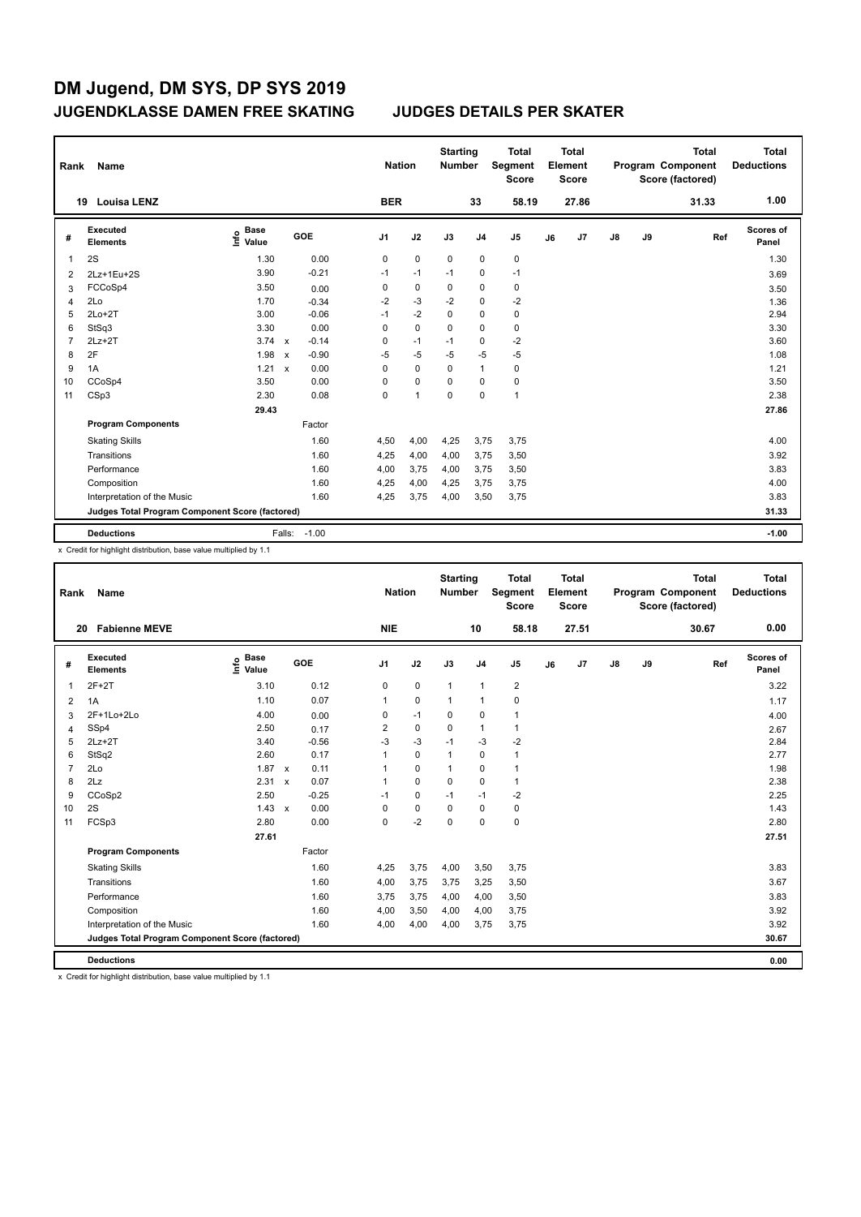# DM Jugend, DM SYS, DP SYS 2019

## JUGENDKLASSE DAMEN FREE SKATING — JUDGES DETAILS PER SKATER

| Rank | Name | Nation | Starting Number | Total Segment Score | Total Element Score | Total Program Component Score (factored) | Total Deductions |
|---|---|---|---|---|---|---|---|
| 19 | Louisa LENZ | BER | 33 | 58.19 | 27.86 | 31.33 | 1.00 |

| # | Executed Elements | Info | Base Value | | GOE | J1 | J2 | J3 | J4 | J5 | J6 | J7 | J8 | J9 | Ref | Scores of Panel |
|---|---|---|---|---|---|---|---|---|---|---|---|---|---|---|---|---|
| 1 | 2S | | 1.30 | | 0.00 | 0 | 0 | 0 | 0 | 0 | | | | | | 1.30 |
| 2 | 2Lz+1Eu+2S | | 3.90 | | -0.21 | -1 | -1 | -1 | 0 | -1 | | | | | | 3.69 |
| 3 | FCCoSp4 | | 3.50 | | 0.00 | 0 | 0 | 0 | 0 | 0 | | | | | | 3.50 |
| 4 | 2Lo | | 1.70 | | -0.34 | -2 | -3 | -2 | 0 | -2 | | | | | | 1.36 |
| 5 | 2Lo+2T | | 3.00 | | -0.06 | -1 | -2 | 0 | 0 | 0 | | | | | | 2.94 |
| 6 | StSq3 | | 3.30 | | 0.00 | 0 | 0 | 0 | 0 | 0 | | | | | | 3.30 |
| 7 | 2Lz+2T | | 3.74 | x | -0.14 | 0 | -1 | -1 | 0 | -2 | | | | | | 3.60 |
| 8 | 2F | | 1.98 | x | -0.90 | -5 | -5 | -5 | -5 | -5 | | | | | | 1.08 |
| 9 | 1A | | 1.21 | x | 0.00 | 0 | 0 | 0 | 1 | 0 | | | | | | 1.21 |
| 10 | CCoSp4 | | 3.50 | | 0.00 | 0 | 0 | 0 | 0 | 0 | | | | | | 3.50 |
| 11 | CSp3 | | 2.30 | | 0.08 | 0 | 1 | 0 | 0 | 1 | | | | | | 2.38 |
| | | | 29.43 | | | | | | | | | | | | | 27.86 |
| | **Program Components** | | | | Factor | | | | | | | | | | | |
| | Skating Skills | | | | 1.60 | 4,50 | 4,00 | 4,25 | 3,75 | 3,75 | | | | | | 4.00 |
| | Transitions | | | | 1.60 | 4,25 | 4,00 | 4,00 | 3,75 | 3,50 | | | | | | 3.92 |
| | Performance | | | | 1.60 | 4,00 | 3,75 | 4,00 | 3,75 | 3,50 | | | | | | 3.83 |
| | Composition | | | | 1.60 | 4,25 | 4,00 | 4,25 | 3,75 | 3,75 | | | | | | 4.00 |
| | Interpretation of the Music | | | | 1.60 | 4,25 | 3,75 | 4,00 | 3,50 | 3,75 | | | | | | 3.83 |
| | **Judges Total Program Component Score (factored)** | | | | | | | | | | | | | | | 31.33 |
| | **Deductions** | | | Falls: | -1.00 | | | | | | | | | | | -1.00 |

x Credit for highlight distribution, base value multiplied by 1.1

| Rank | Name | Nation | Starting Number | Total Segment Score | Total Element Score | Total Program Component Score (factored) | Total Deductions |
|---|---|---|---|---|---|---|---|
| 20 | Fabienne MEVE | NIE | 10 | 58.18 | 27.51 | 30.67 | 0.00 |

| # | Executed Elements | Info | Base Value | | GOE | J1 | J2 | J3 | J4 | J5 | J6 | J7 | J8 | J9 | Ref | Scores of Panel |
|---|---|---|---|---|---|---|---|---|---|---|---|---|---|---|---|---|
| 1 | 2F+2T | | 3.10 | | 0.12 | 0 | 0 | 1 | 1 | 2 | | | | | | 3.22 |
| 2 | 1A | | 1.10 | | 0.07 | 1 | 0 | 1 | 1 | 0 | | | | | | 1.17 |
| 3 | 2F+1Lo+2Lo | | 4.00 | | 0.00 | 0 | -1 | 0 | 0 | 1 | | | | | | 4.00 |
| 4 | SSp4 | | 2.50 | | 0.17 | 2 | 0 | 0 | 1 | 1 | | | | | | 2.67 |
| 5 | 2Lz+2T | | 3.40 | | -0.56 | -3 | -3 | -1 | -3 | -2 | | | | | | 2.84 |
| 6 | StSq2 | | 2.60 | | 0.17 | 1 | 0 | 1 | 0 | 1 | | | | | | 2.77 |
| 7 | 2Lo | | 1.87 | x | 0.11 | 1 | 0 | 1 | 0 | 1 | | | | | | 1.98 |
| 8 | 2Lz | | 2.31 | x | 0.07 | 1 | 0 | 0 | 0 | 1 | | | | | | 2.38 |
| 9 | CCoSp2 | | 2.50 | | -0.25 | -1 | 0 | -1 | -1 | -2 | | | | | | 2.25 |
| 10 | 2S | | 1.43 | x | 0.00 | 0 | 0 | 0 | 0 | 0 | | | | | | 1.43 |
| 11 | FCSp3 | | 2.80 | | 0.00 | 0 | -2 | 0 | 0 | 0 | | | | | | 2.80 |
| | | | 27.61 | | | | | | | | | | | | | 27.51 |
| | **Program Components** | | | | Factor | | | | | | | | | | | |
| | Skating Skills | | | | 1.60 | 4,25 | 3,75 | 4,00 | 3,50 | 3,75 | | | | | | 3.83 |
| | Transitions | | | | 1.60 | 4,00 | 3,75 | 3,75 | 3,25 | 3,50 | | | | | | 3.67 |
| | Performance | | | | 1.60 | 3,75 | 3,75 | 4,00 | 4,00 | 3,50 | | | | | | 3.83 |
| | Composition | | | | 1.60 | 4,00 | 3,50 | 4,00 | 4,00 | 3,75 | | | | | | 3.92 |
| | Interpretation of the Music | | | | 1.60 | 4,00 | 4,00 | 4,00 | 3,75 | 3,75 | | | | | | 3.92 |
| | **Judges Total Program Component Score (factored)** | | | | | | | | | | | | | | | 30.67 |
| | **Deductions** | | | | | | | | | | | | | | | 0.00 |

x Credit for highlight distribution, base value multiplied by 1.1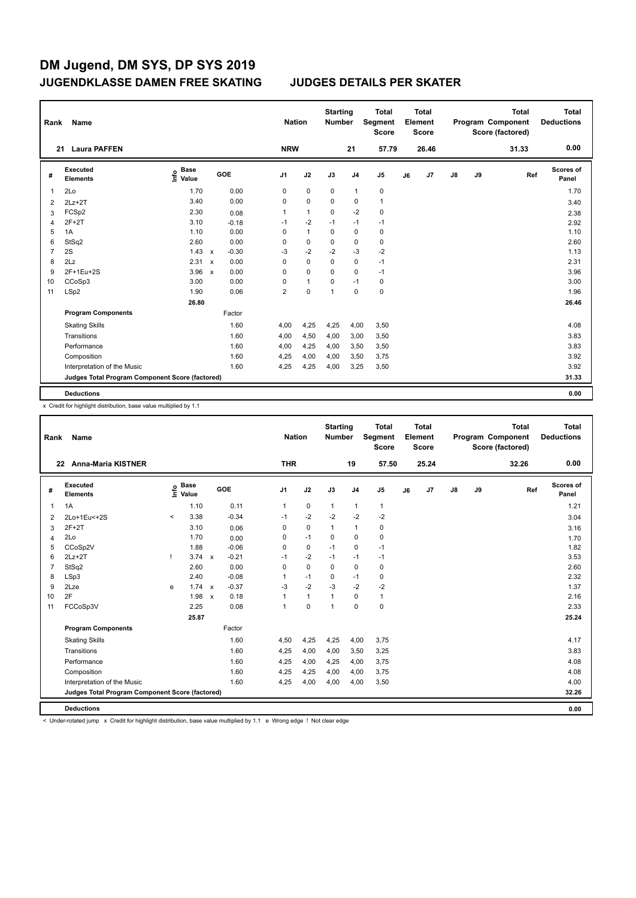# DM Jugend, DM SYS, DP SYS 2019

## JUGENDKLASSE DAMEN FREE SKATING — JUDGES DETAILS PER SKATER

| Rank | Name | Nation | Starting Number | Total Segment Score | Total Element Score | Total Program Component Score (factored) | Total Deductions |
|---|---|---|---|---|---|---|---|
| 21 | Laura PAFFEN | NRW | 21 | 57.79 | 26.46 | 31.33 | 0.00 |

| # | Executed Elements | Info | Base Value | | GOE | J1 | J2 | J3 | J4 | J5 | J6 | J7 | J8 | J9 | Ref | Scores of Panel |
|---|---|---|---|---|---|---|---|---|---|---|---|---|---|---|---|---|
| 1 | 2Lo | | 1.70 | | 0.00 | 0 | 0 | 0 | 1 | 0 | | | | | | 1.70 |
| 2 | 2Lz+2T | | 3.40 | | 0.00 | 0 | 0 | 0 | 0 | 1 | | | | | | 3.40 |
| 3 | FCSp2 | | 2.30 | | 0.08 | 1 | 1 | 0 | -2 | 0 | | | | | | 2.38 |
| 4 | 2F+2T | | 3.10 | | -0.18 | -1 | -2 | -1 | -1 | -1 | | | | | | 2.92 |
| 5 | 1A | | 1.10 | | 0.00 | 0 | 1 | 0 | 0 | 0 | | | | | | 1.10 |
| 6 | StSq2 | | 2.60 | | 0.00 | 0 | 0 | 0 | 0 | 0 | | | | | | 2.60 |
| 7 | 2S | | 1.43 | x | -0.30 | -3 | -2 | -2 | -3 | -2 | | | | | | 1.13 |
| 8 | 2Lz | | 2.31 | x | 0.00 | 0 | 0 | 0 | 0 | -1 | | | | | | 2.31 |
| 9 | 2F+1Eu+2S | | 3.96 | x | 0.00 | 0 | 0 | 0 | 0 | -1 | | | | | | 3.96 |
| 10 | CCoSp3 | | 3.00 | | 0.00 | 0 | 1 | 0 | -1 | 0 | | | | | | 3.00 |
| 11 | LSp2 | | 1.90 | | 0.06 | 2 | 0 | 1 | 0 | 0 | | | | | | 1.96 |
| | | | 26.80 | | | | | | | | | | | | | 26.46 |
| | **Program Components** | | | | Factor | | | | | | | | | | | |
| | Skating Skills | | | | 1.60 | 4,00 | 4,25 | 4,25 | 4,00 | 3,50 | | | | | | 4.08 |
| | Transitions | | | | 1.60 | 4,00 | 4,50 | 4,00 | 3,00 | 3,50 | | | | | | 3.83 |
| | Performance | | | | 1.60 | 4,00 | 4,25 | 4,00 | 3,50 | 3,50 | | | | | | 3.83 |
| | Composition | | | | 1.60 | 4,25 | 4,00 | 4,00 | 3,50 | 3,75 | | | | | | 3.92 |
| | Interpretation of the Music | | | | 1.60 | 4,25 | 4,25 | 4,00 | 3,25 | 3,50 | | | | | | 3.92 |
| | **Judges Total Program Component Score (factored)** | | | | | | | | | | | | | | | 31.33 |
| | **Deductions** | | | | | | | | | | | | | | | 0.00 |

x Credit for highlight distribution, base value multiplied by 1.1

| Rank | Name | Nation | Starting Number | Total Segment Score | Total Element Score | Total Program Component Score (factored) | Total Deductions |
|---|---|---|---|---|---|---|---|
| 22 | Anna-Maria KISTNER | THR | 19 | 57.50 | 25.24 | 32.26 | 0.00 |

| # | Executed Elements | Info | Base Value | | GOE | J1 | J2 | J3 | J4 | J5 | J6 | J7 | J8 | J9 | Ref | Scores of Panel |
|---|---|---|---|---|---|---|---|---|---|---|---|---|---|---|---|---|
| 1 | 1A | | 1.10 | | 0.11 | 1 | 0 | 1 | 1 | 1 | | | | | | 1.21 |
| 2 | 2Lo+1Eu<+2S | < | 3.38 | | -0.34 | -1 | -2 | -2 | -2 | -2 | | | | | | 3.04 |
| 3 | 2F+2T | | 3.10 | | 0.06 | 0 | 0 | 1 | 1 | 0 | | | | | | 3.16 |
| 4 | 2Lo | | 1.70 | | 0.00 | 0 | -1 | 0 | 0 | 0 | | | | | | 1.70 |
| 5 | CCoSp2V | | 1.88 | | -0.06 | 0 | 0 | -1 | 0 | -1 | | | | | | 1.82 |
| 6 | 2Lz+2T | ! | 3.74 | x | -0.21 | -1 | -2 | -1 | -1 | -1 | | | | | | 3.53 |
| 7 | StSq2 | | 2.60 | | 0.00 | 0 | 0 | 0 | 0 | 0 | | | | | | 2.60 |
| 8 | LSp3 | | 2.40 | | -0.08 | 1 | -1 | 0 | -1 | 0 | | | | | | 2.32 |
| 9 | 2Lze | e | 1.74 | x | -0.37 | -3 | -2 | -3 | -2 | -2 | | | | | | 1.37 |
| 10 | 2F | | 1.98 | x | 0.18 | 1 | 1 | 1 | 0 | 1 | | | | | | 2.16 |
| 11 | FCCoSp3V | | 2.25 | | 0.08 | 1 | 0 | 1 | 0 | 0 | | | | | | 2.33 |
| | | | 25.87 | | | | | | | | | | | | | 25.24 |
| | **Program Components** | | | | Factor | | | | | | | | | | | |
| | Skating Skills | | | | 1.60 | 4,50 | 4,25 | 4,25 | 4,00 | 3,75 | | | | | | 4.17 |
| | Transitions | | | | 1.60 | 4,25 | 4,00 | 4,00 | 3,50 | 3,25 | | | | | | 3.83 |
| | Performance | | | | 1.60 | 4,25 | 4,00 | 4,25 | 4,00 | 3,75 | | | | | | 4.08 |
| | Composition | | | | 1.60 | 4,25 | 4,25 | 4,00 | 4,00 | 3,75 | | | | | | 4.08 |
| | Interpretation of the Music | | | | 1.60 | 4,25 | 4,00 | 4,00 | 4,00 | 3,50 | | | | | | 4.00 |
| | **Judges Total Program Component Score (factored)** | | | | | | | | | | | | | | | 32.26 |
| | **Deductions** | | | | | | | | | | | | | | | 0.00 |

< Under-rotated jump x Credit for highlight distribution, base value multiplied by 1.1 e Wrong edge ! Not clear edge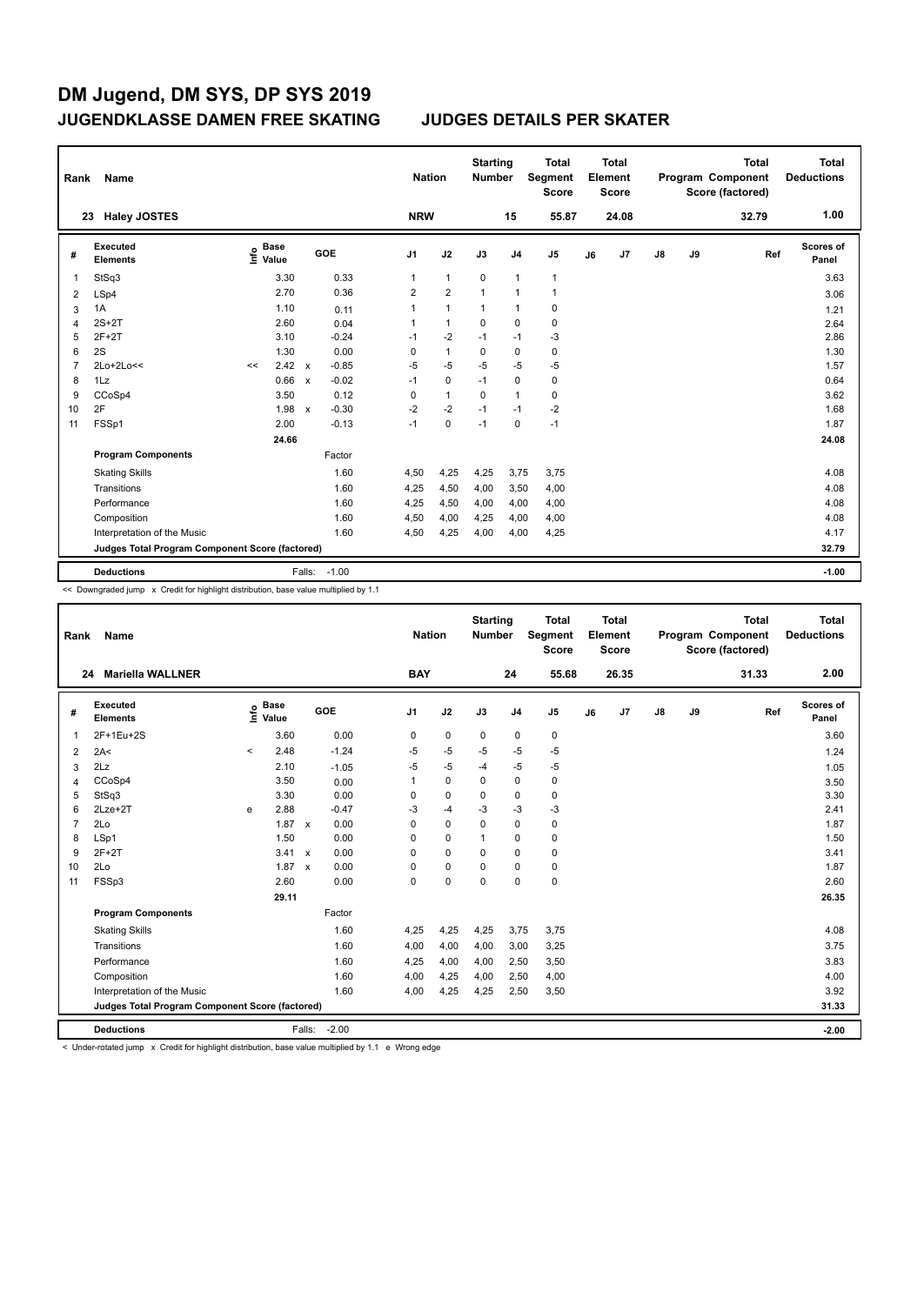# DM Jugend, DM SYS, DP SYS 2019

## JUGENDKLASSE DAMEN FREE SKATING — JUDGES DETAILS PER SKATER

| Rank | Name | Nation | Starting Number | Total Segment Score | Total Element Score | Total Program Component Score (factored) | Total Deductions |
|---|---|---|---|---|---|---|---|
| 23 | Haley JOSTES | NRW | 15 | 55.87 | 24.08 | 32.79 | 1.00 |

| # | Executed Elements | Info | Base Value | | GOE | J1 | J2 | J3 | J4 | J5 | J6 | J7 | J8 | J9 | Ref | Scores of Panel |
|---|---|---|---|---|---|---|---|---|---|---|---|---|---|---|---|---|
| 1 | StSq3 | | 3.30 | | 0.33 | 1 | 1 | 0 | 1 | 1 | | | | | | 3.63 |
| 2 | LSp4 | | 2.70 | | 0.36 | 2 | 2 | 1 | 1 | 1 | | | | | | 3.06 |
| 3 | 1A | | 1.10 | | 0.11 | 1 | 1 | 1 | 1 | 0 | | | | | | 1.21 |
| 4 | 2S+2T | | 2.60 | | 0.04 | 1 | 1 | 0 | 0 | 0 | | | | | | 2.64 |
| 5 | 2F+2T | | 3.10 | | -0.24 | -1 | -2 | -1 | -1 | -3 | | | | | | 2.86 |
| 6 | 2S | | 1.30 | | 0.00 | 0 | 1 | 0 | 0 | 0 | | | | | | 1.30 |
| 7 | 2Lo+2Lo<< | << | 2.42 | x | -0.85 | -5 | -5 | -5 | -5 | -5 | | | | | | 1.57 |
| 8 | 1Lz | | 0.66 | x | -0.02 | -1 | 0 | -1 | 0 | 0 | | | | | | 0.64 |
| 9 | CCoSp4 | | 3.50 | | 0.12 | 0 | 1 | 0 | 1 | 0 | | | | | | 3.62 |
| 10 | 2F | | 1.98 | x | -0.30 | -2 | -2 | -1 | -1 | -2 | | | | | | 1.68 |
| 11 | FSSp1 | | 2.00 | | -0.13 | -1 | 0 | -1 | 0 | -1 | | | | | | 1.87 |
| | | | 24.66 | | | | | | | | | | | | | 24.08 |
| | **Program Components** | | | | Factor | | | | | | | | | | | |
| | Skating Skills | | | | 1.60 | 4,50 | 4,25 | 4,25 | 3,75 | 3,75 | | | | | | 4.08 |
| | Transitions | | | | 1.60 | 4,25 | 4,50 | 4,00 | 3,50 | 4,00 | | | | | | 4.08 |
| | Performance | | | | 1.60 | 4,25 | 4,50 | 4,00 | 4,00 | 4,00 | | | | | | 4.08 |
| | Composition | | | | 1.60 | 4,50 | 4,00 | 4,25 | 4,00 | 4,00 | | | | | | 4.08 |
| | Interpretation of the Music | | | | 1.60 | 4,50 | 4,25 | 4,00 | 4,00 | 4,25 | | | | | | 4.17 |
| | **Judges Total Program Component Score (factored)** | | | | | | | | | | | | | | | 32.79 |
| | **Deductions** | | Falls: | | -1.00 | | | | | | | | | | | -1.00 |

<< Downgraded jump x Credit for highlight distribution, base value multiplied by 1.1

| Rank | Name | Nation | Starting Number | Total Segment Score | Total Element Score | Total Program Component Score (factored) | Total Deductions |
|---|---|---|---|---|---|---|---|
| 24 | Mariella WALLNER | BAY | 24 | 55.68 | 26.35 | 31.33 | 2.00 |

| # | Executed Elements | Info | Base Value | | GOE | J1 | J2 | J3 | J4 | J5 | J6 | J7 | J8 | J9 | Ref | Scores of Panel |
|---|---|---|---|---|---|---|---|---|---|---|---|---|---|---|---|---|
| 1 | 2F+1Eu+2S | | 3.60 | | 0.00 | 0 | 0 | 0 | 0 | 0 | | | | | | 3.60 |
| 2 | 2A< | < | 2.48 | | -1.24 | -5 | -5 | -5 | -5 | -5 | | | | | | 1.24 |
| 3 | 2Lz | | 2.10 | | -1.05 | -5 | -5 | -4 | -5 | -5 | | | | | | 1.05 |
| 4 | CCoSp4 | | 3.50 | | 0.00 | 1 | 0 | 0 | 0 | 0 | | | | | | 3.50 |
| 5 | StSq3 | | 3.30 | | 0.00 | 0 | 0 | 0 | 0 | 0 | | | | | | 3.30 |
| 6 | 2Lze+2T | e | 2.88 | | -0.47 | -3 | -4 | -3 | -3 | -3 | | | | | | 2.41 |
| 7 | 2Lo | | 1.87 | x | 0.00 | 0 | 0 | 0 | 0 | 0 | | | | | | 1.87 |
| 8 | LSp1 | | 1.50 | | 0.00 | 0 | 0 | 1 | 0 | 0 | | | | | | 1.50 |
| 9 | 2F+2T | | 3.41 | x | 0.00 | 0 | 0 | 0 | 0 | 0 | | | | | | 3.41 |
| 10 | 2Lo | | 1.87 | x | 0.00 | 0 | 0 | 0 | 0 | 0 | | | | | | 1.87 |
| 11 | FSSp3 | | 2.60 | | 0.00 | 0 | 0 | 0 | 0 | 0 | | | | | | 2.60 |
| | | | 29.11 | | | | | | | | | | | | | 26.35 |
| | **Program Components** | | | | Factor | | | | | | | | | | | |
| | Skating Skills | | | | 1.60 | 4,25 | 4,25 | 4,25 | 3,75 | 3,75 | | | | | | 4.08 |
| | Transitions | | | | 1.60 | 4,00 | 4,00 | 4,00 | 3,00 | 3,25 | | | | | | 3.75 |
| | Performance | | | | 1.60 | 4,25 | 4,00 | 4,00 | 2,50 | 3,50 | | | | | | 3.83 |
| | Composition | | | | 1.60 | 4,00 | 4,25 | 4,00 | 2,50 | 4,00 | | | | | | 4.00 |
| | Interpretation of the Music | | | | 1.60 | 4,00 | 4,25 | 4,25 | 2,50 | 3,50 | | | | | | 3.92 |
| | **Judges Total Program Component Score (factored)** | | | | | | | | | | | | | | | 31.33 |
| | **Deductions** | | Falls: | | -2.00 | | | | | | | | | | | -2.00 |

< Under-rotated jump x Credit for highlight distribution, base value multiplied by 1.1 e Wrong edge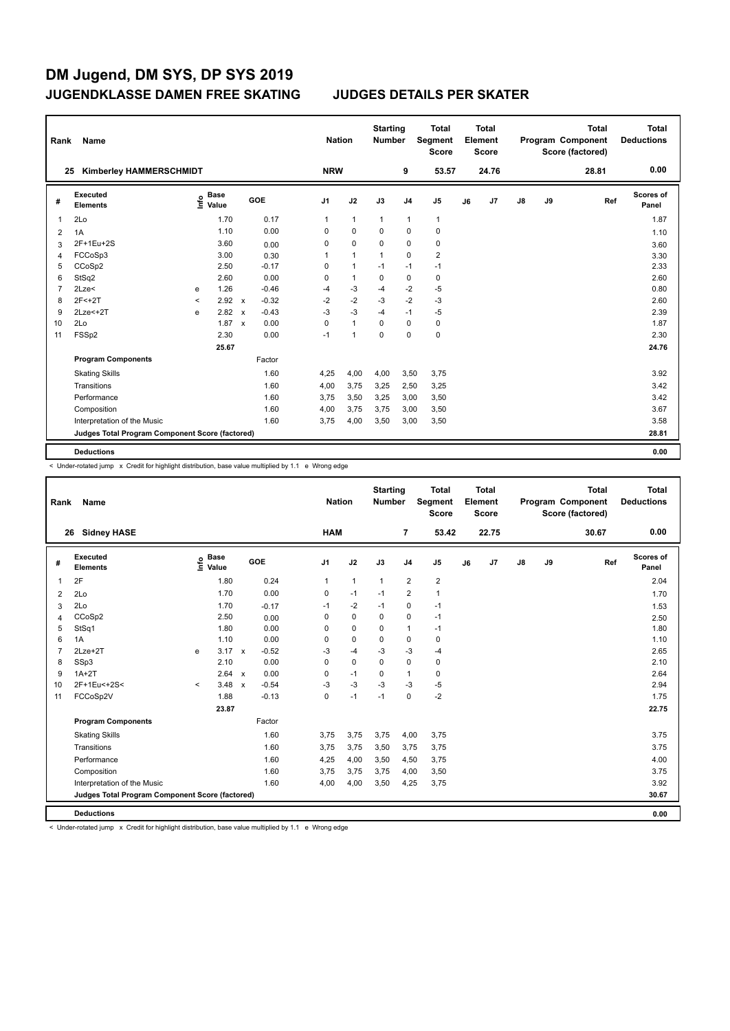# DM Jugend, DM SYS, DP SYS 2019

## JUGENDKLASSE DAMEN FREE SKATING

## JUDGES DETAILS PER SKATER

| Rank | Name | Nation | Starting Number | Total Segment Score | Total Element Score | Total Program Component Score (factored) | Total Deductions |
|---|---|---|---|---|---|---|---|
| 25 | Kimberley HAMMERSCHMIDT | NRW | 9 | 53.57 | 24.76 | 28.81 | 0.00 |

| # | Executed Elements | Info | Base Value | | GOE | J1 | J2 | J3 | J4 | J5 | J6 | J7 | J8 | J9 | Ref | Scores of Panel |
|---|---|---|---|---|---|---|---|---|---|---|---|---|---|---|---|---|
| 1 | 2Lo | | 1.70 | | 0.17 | 1 | 1 | 1 | 1 | 1 | | | | | | 1.87 |
| 2 | 1A | | 1.10 | | 0.00 | 0 | 0 | 0 | 0 | 0 | | | | | | 1.10 |
| 3 | 2F+1Eu+2S | | 3.60 | | 0.00 | 0 | 0 | 0 | 0 | 0 | | | | | | 3.60 |
| 4 | FCCoSp3 | | 3.00 | | 0.30 | 1 | 1 | 1 | 0 | 2 | | | | | | 3.30 |
| 5 | CCoSp2 | | 2.50 | | -0.17 | 0 | 1 | -1 | -1 | -1 | | | | | | 2.33 |
| 6 | StSq2 | | 2.60 | | 0.00 | 0 | 1 | 0 | 0 | 0 | | | | | | 2.60 |
| 7 | 2Lze< | e | 1.26 | | -0.46 | -4 | -3 | -4 | -2 | -5 | | | | | | 0.80 |
| 8 | 2F<+2T | < | 2.92 | x | -0.32 | -2 | -2 | -3 | -2 | -3 | | | | | | 2.60 |
| 9 | 2Lze<+2T | e | 2.82 | x | -0.43 | -3 | -3 | -4 | -1 | -5 | | | | | | 2.39 |
| 10 | 2Lo | | 1.87 | x | 0.00 | 0 | 1 | 0 | 0 | 0 | | | | | | 1.87 |
| 11 | FSSp2 | | 2.30 | | 0.00 | -1 | 1 | 0 | 0 | 0 | | | | | | 2.30 |
| | | | 25.67 | | | | | | | | | | | | | 24.76 |
| | **Program Components** | | | | Factor | | | | | | | | | | | |
| | Skating Skills | | | | 1.60 | 4,25 | 4,00 | 4,00 | 3,50 | 3,75 | | | | | | 3.92 |
| | Transitions | | | | 1.60 | 4,00 | 3,75 | 3,25 | 2,50 | 3,25 | | | | | | 3.42 |
| | Performance | | | | 1.60 | 3,75 | 3,50 | 3,25 | 3,00 | 3,50 | | | | | | 3.42 |
| | Composition | | | | 1.60 | 4,00 | 3,75 | 3,75 | 3,00 | 3,50 | | | | | | 3.67 |
| | Interpretation of the Music | | | | 1.60 | 3,75 | 4,00 | 3,50 | 3,00 | 3,50 | | | | | | 3.58 |
| | **Judges Total Program Component Score (factored)** | | | | | | | | | | | | | | | 28.81 |
| | **Deductions** | | | | | | | | | | | | | | | 0.00 |

< Under-rotated jump x Credit for highlight distribution, base value multiplied by 1.1 e Wrong edge

| Rank | Name | Nation | Starting Number | Total Segment Score | Total Element Score | Total Program Component Score (factored) | Total Deductions |
|---|---|---|---|---|---|---|---|
| 26 | Sidney HASE | HAM | 7 | 53.42 | 22.75 | 30.67 | 0.00 |

| # | Executed Elements | Info | Base Value | | GOE | J1 | J2 | J3 | J4 | J5 | J6 | J7 | J8 | J9 | Ref | Scores of Panel |
|---|---|---|---|---|---|---|---|---|---|---|---|---|---|---|---|---|
| 1 | 2F | | 1.80 | | 0.24 | 1 | 1 | 1 | 2 | 2 | | | | | | 2.04 |
| 2 | 2Lo | | 1.70 | | 0.00 | 0 | -1 | -1 | 2 | 1 | | | | | | 1.70 |
| 3 | 2Lo | | 1.70 | | -0.17 | -1 | -2 | -1 | 0 | -1 | | | | | | 1.53 |
| 4 | CCoSp2 | | 2.50 | | 0.00 | 0 | 0 | 0 | 0 | -1 | | | | | | 2.50 |
| 5 | StSq1 | | 1.80 | | 0.00 | 0 | 0 | 0 | 1 | -1 | | | | | | 1.80 |
| 6 | 1A | | 1.10 | | 0.00 | 0 | 0 | 0 | 0 | 0 | | | | | | 1.10 |
| 7 | 2Lze+2T | e | 3.17 | x | -0.52 | -3 | -4 | -3 | -3 | -4 | | | | | | 2.65 |
| 8 | SSp3 | | 2.10 | | 0.00 | 0 | 0 | 0 | 0 | 0 | | | | | | 2.10 |
| 9 | 1A+2T | | 2.64 | x | 0.00 | 0 | -1 | 0 | 1 | 0 | | | | | | 2.64 |
| 10 | 2F+1Eu<+2S< | < | 3.48 | x | -0.54 | -3 | -3 | -3 | -3 | -5 | | | | | | 2.94 |
| 11 | FCCoSp2V | | 1.88 | | -0.13 | 0 | -1 | -1 | 0 | -2 | | | | | | 1.75 |
| | | | 23.87 | | | | | | | | | | | | | 22.75 |
| | **Program Components** | | | | Factor | | | | | | | | | | | |
| | Skating Skills | | | | 1.60 | 3,75 | 3,75 | 3,75 | 4,00 | 3,75 | | | | | | 3.75 |
| | Transitions | | | | 1.60 | 3,75 | 3,75 | 3,50 | 3,75 | 3,75 | | | | | | 3.75 |
| | Performance | | | | 1.60 | 4,25 | 4,00 | 3,50 | 4,50 | 3,75 | | | | | | 4.00 |
| | Composition | | | | 1.60 | 3,75 | 3,75 | 3,75 | 4,00 | 3,50 | | | | | | 3.75 |
| | Interpretation of the Music | | | | 1.60 | 4,00 | 4,00 | 3,50 | 4,25 | 3,75 | | | | | | 3.92 |
| | **Judges Total Program Component Score (factored)** | | | | | | | | | | | | | | | 30.67 |
| | **Deductions** | | | | | | | | | | | | | | | 0.00 |

< Under-rotated jump x Credit for highlight distribution, base value multiplied by 1.1 e Wrong edge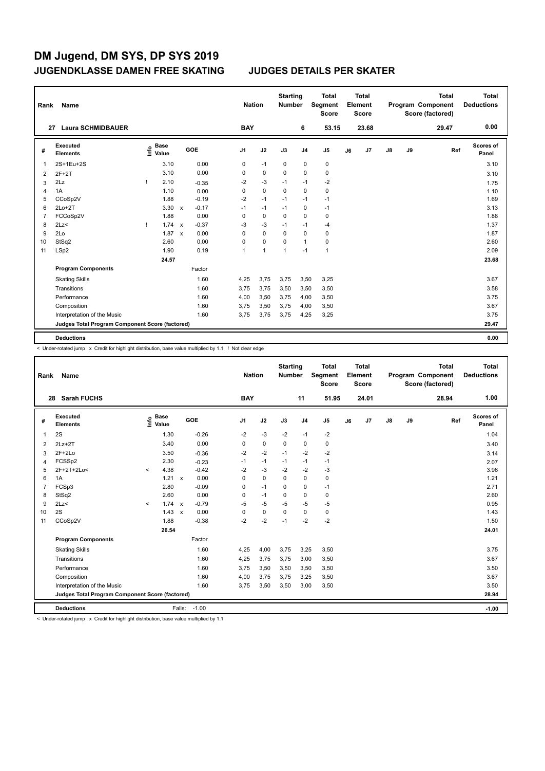# DM Jugend, DM SYS, DP SYS 2019

## JUGENDKLASSE DAMEN FREE SKATING JUDGES DETAILS PER SKATER

| Rank | Name | Nation | Starting Number | Total Segment Score | Total Element Score | Total Program Component Score (factored) | Total Deductions |
|---|---|---|---|---|---|---|---|
| 27 | Laura SCHMIDBAUER | BAY | 6 | 53.15 | 23.68 | 29.47 | 0.00 |

| # | Executed Elements | Info | Base Value | | GOE | J1 | J2 | J3 | J4 | J5 | J6 | J7 | J8 | J9 | Ref | Scores of Panel |
|---|---|---|---|---|---|---|---|---|---|---|---|---|---|---|---|---|
| 1 | 2S+1Eu+2S | | 3.10 | | 0.00 | 0 | -1 | 0 | 0 | 0 | | | | | | 3.10 |
| 2 | 2F+2T | | 3.10 | | 0.00 | 0 | 0 | 0 | 0 | 0 | | | | | | 3.10 |
| 3 | 2Lz | ! | 2.10 | | -0.35 | -2 | -3 | -1 | -1 | -2 | | | | | | 1.75 |
| 4 | 1A | | 1.10 | | 0.00 | 0 | 0 | 0 | 0 | 0 | | | | | | 1.10 |
| 5 | CCoSp2V | | 1.88 | | -0.19 | -2 | -1 | -1 | -1 | -1 | | | | | | 1.69 |
| 6 | 2Lo+2T | | 3.30 | x | -0.17 | -1 | -1 | -1 | 0 | -1 | | | | | | 3.13 |
| 7 | FCCoSp2V | | 1.88 | | 0.00 | 0 | 0 | 0 | 0 | 0 | | | | | | 1.88 |
| 8 | 2Lz< | ! | 1.74 | x | -0.37 | -3 | -3 | -1 | -1 | -4 | | | | | | 1.37 |
| 9 | 2Lo | | 1.87 | x | 0.00 | 0 | 0 | 0 | 0 | 0 | | | | | | 1.87 |
| 10 | StSq2 | | 2.60 | | 0.00 | 0 | 0 | 0 | 1 | 0 | | | | | | 2.60 |
| 11 | LSp2 | | 1.90 | | 0.19 | 1 | 1 | 1 | -1 | 1 | | | | | | 2.09 |
| | | | 24.57 | | | | | | | | | | | | | 23.68 |
| | **Program Components** | | | | Factor | | | | | | | | | | | |
| | Skating Skills | | | | 1.60 | 4,25 | 3,75 | 3,75 | 3,50 | 3,25 | | | | | | 3.67 |
| | Transitions | | | | 1.60 | 3,75 | 3,75 | 3,50 | 3,50 | 3,50 | | | | | | 3.58 |
| | Performance | | | | 1.60 | 4,00 | 3,50 | 3,75 | 4,00 | 3,50 | | | | | | 3.75 |
| | Composition | | | | 1.60 | 3,75 | 3,50 | 3,75 | 4,00 | 3,50 | | | | | | 3.67 |
| | Interpretation of the Music | | | | 1.60 | 3,75 | 3,75 | 3,75 | 4,25 | 3,25 | | | | | | 3.75 |
| | Judges Total Program Component Score (factored) | | | | | | | | | | | | | | | 29.47 |
| | **Deductions** | | | | | | | | | | | | | | | 0.00 |

< Under-rotated jump x Credit for highlight distribution, base value multiplied by 1.1 ! Not clear edge

| Rank | Name | Nation | Starting Number | Total Segment Score | Total Element Score | Total Program Component Score (factored) | Total Deductions |
|---|---|---|---|---|---|---|---|
| 28 | Sarah FUCHS | BAY | 11 | 51.95 | 24.01 | 28.94 | 1.00 |

| # | Executed Elements | Info | Base Value | | GOE | J1 | J2 | J3 | J4 | J5 | J6 | J7 | J8 | J9 | Ref | Scores of Panel |
|---|---|---|---|---|---|---|---|---|---|---|---|---|---|---|---|---|
| 1 | 2S | | 1.30 | | -0.26 | -2 | -3 | -2 | -1 | -2 | | | | | | 1.04 |
| 2 | 2Lz+2T | | 3.40 | | 0.00 | 0 | 0 | 0 | 0 | 0 | | | | | | 3.40 |
| 3 | 2F+2Lo | | 3.50 | | -0.36 | -2 | -2 | -1 | -2 | -2 | | | | | | 3.14 |
| 4 | FCSSp2 | | 2.30 | | -0.23 | -1 | -1 | -1 | -1 | -1 | | | | | | 2.07 |
| 5 | 2F+2T+2Lo< | < | 4.38 | | -0.42 | -2 | -3 | -2 | -2 | -3 | | | | | | 3.96 |
| 6 | 1A | | 1.21 | x | 0.00 | 0 | 0 | 0 | 0 | 0 | | | | | | 1.21 |
| 7 | FCSp3 | | 2.80 | | -0.09 | 0 | -1 | 0 | 0 | -1 | | | | | | 2.71 |
| 8 | StSq2 | | 2.60 | | 0.00 | 0 | -1 | 0 | 0 | 0 | | | | | | 2.60 |
| 9 | 2Lz< | < | 1.74 | x | -0.79 | -5 | -5 | -5 | -5 | -5 | | | | | | 0.95 |
| 10 | 2S | | 1.43 | x | 0.00 | 0 | 0 | 0 | 0 | 0 | | | | | | 1.43 |
| 11 | CCoSp2V | | 1.88 | | -0.38 | -2 | -2 | -1 | -2 | -2 | | | | | | 1.50 |
| | | | 26.54 | | | | | | | | | | | | | 24.01 |
| | **Program Components** | | | | Factor | | | | | | | | | | | |
| | Skating Skills | | | | 1.60 | 4,25 | 4,00 | 3,75 | 3,25 | 3,50 | | | | | | 3.75 |
| | Transitions | | | | 1.60 | 4,25 | 3,75 | 3,75 | 3,00 | 3,50 | | | | | | 3.67 |
| | Performance | | | | 1.60 | 3,75 | 3,50 | 3,50 | 3,50 | 3,50 | | | | | | 3.50 |
| | Composition | | | | 1.60 | 4,00 | 3,75 | 3,75 | 3,25 | 3,50 | | | | | | 3.67 |
| | Interpretation of the Music | | | | 1.60 | 3,75 | 3,50 | 3,50 | 3,00 | 3,50 | | | | | | 3.50 |
| | Judges Total Program Component Score (factored) | | | | | | | | | | | | | | | 28.94 |
| | **Deductions** | | | Falls: | -1.00 | | | | | | | | | | | -1.00 |

< Under-rotated jump x Credit for highlight distribution, base value multiplied by 1.1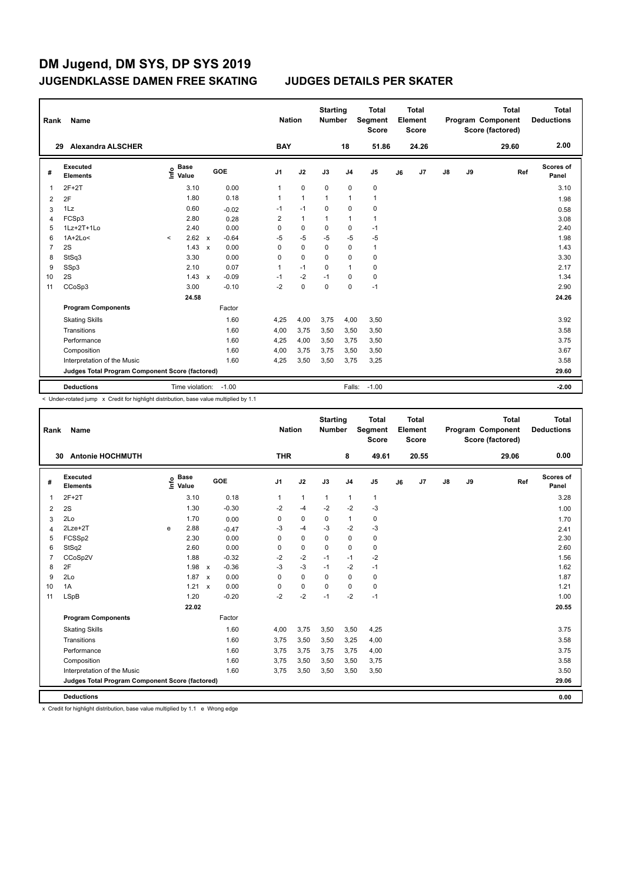# DM Jugend, DM SYS, DP SYS 2019

## JUGENDKLASSE DAMEN FREE SKATING — JUDGES DETAILS PER SKATER

| Rank | Name | Nation | Starting Number | Total Segment Score | Total Element Score | Total Program Component Score (factored) | Total Deductions |
|---|---|---|---|---|---|---|---|
| 29 | Alexandra ALSCHER | BAY | 18 | 51.86 | 24.26 | 29.60 | 2.00 |

| # | Executed Elements | Info | Base Value | | GOE | J1 | J2 | J3 | J4 | J5 | J6 | J7 | J8 | J9 | Ref | Scores of Panel |
|---|---|---|---|---|---|---|---|---|---|---|---|---|---|---|---|---|
| 1 | 2F+2T | | 3.10 | | 0.00 | 1 | 0 | 0 | 0 | 0 | | | | | | 3.10 |
| 2 | 2F | | 1.80 | | 0.18 | 1 | 1 | 1 | 1 | 1 | | | | | | 1.98 |
| 3 | 1Lz | | 0.60 | | -0.02 | -1 | -1 | 0 | 0 | 0 | | | | | | 0.58 |
| 4 | FCSp3 | | 2.80 | | 0.28 | 2 | 1 | 1 | 1 | 1 | | | | | | 3.08 |
| 5 | 1Lz+2T+1Lo | | 2.40 | | 0.00 | 0 | 0 | 0 | 0 | -1 | | | | | | 2.40 |
| 6 | 1A+2Lo< | < | 2.62 | x | -0.64 | -5 | -5 | -5 | -5 | -5 | | | | | | 1.98 |
| 7 | 2S | | 1.43 | x | 0.00 | 0 | 0 | 0 | 0 | 1 | | | | | | 1.43 |
| 8 | StSq3 | | 3.30 | | 0.00 | 0 | 0 | 0 | 0 | 0 | | | | | | 3.30 |
| 9 | SSp3 | | 2.10 | | 0.07 | 1 | -1 | 0 | 1 | 0 | | | | | | 2.17 |
| 10 | 2S | | 1.43 | x | -0.09 | -1 | -2 | -1 | 0 | 0 | | | | | | 1.34 |
| 11 | CCoSp3 | | 3.00 | | -0.10 | -2 | 0 | 0 | 0 | -1 | | | | | | 2.90 |
| | | | 24.58 | | | | | | | | | | | | | 24.26 |

| Program Components | Factor | J1 | J2 | J3 | J4 | J5 | J6 | J7 | J8 | J9 | Scores of Panel |
|---|---|---|---|---|---|---|---|---|---|---|---|
| Skating Skills | 1.60 | 4,25 | 4,00 | 3,75 | 4,00 | 3,50 | | | | | 3.92 |
| Transitions | 1.60 | 4,00 | 3,75 | 3,50 | 3,50 | 3,50 | | | | | 3.58 |
| Performance | 1.60 | 4,25 | 4,00 | 3,50 | 3,75 | 3,50 | | | | | 3.75 |
| Composition | 1.60 | 4,00 | 3,75 | 3,75 | 3,50 | 3,50 | | | | | 3.67 |
| Interpretation of the Music | 1.60 | 4,25 | 3,50 | 3,50 | 3,75 | 3,25 | | | | | 3.58 |
| Judges Total Program Component Score (factored) | | | | | | | | | | | 29.60 |

| Deductions | Time violation: | -1.00 | Falls: | -1.00 | -2.00 |
|---|---|---|---|---|---|

< Under-rotated jump x Credit for highlight distribution, base value multiplied by 1.1

| Rank | Name | Nation | Starting Number | Total Segment Score | Total Element Score | Total Program Component Score (factored) | Total Deductions |
|---|---|---|---|---|---|---|---|
| 30 | Antonie HOCHMUTH | THR | 8 | 49.61 | 20.55 | 29.06 | 0.00 |

| # | Executed Elements | Info | Base Value | | GOE | J1 | J2 | J3 | J4 | J5 | J6 | J7 | J8 | J9 | Ref | Scores of Panel |
|---|---|---|---|---|---|---|---|---|---|---|---|---|---|---|---|---|
| 1 | 2F+2T | | 3.10 | | 0.18 | 1 | 1 | 1 | 1 | 1 | | | | | | 3.28 |
| 2 | 2S | | 1.30 | | -0.30 | -2 | -4 | -2 | -2 | -3 | | | | | | 1.00 |
| 3 | 2Lo | | 1.70 | | 0.00 | 0 | 0 | 0 | 1 | 0 | | | | | | 1.70 |
| 4 | 2Lze+2T | e | 2.88 | | -0.47 | -3 | -4 | -3 | -2 | -3 | | | | | | 2.41 |
| 5 | FCSSp2 | | 2.30 | | 0.00 | 0 | 0 | 0 | 0 | 0 | | | | | | 2.30 |
| 6 | StSq2 | | 2.60 | | 0.00 | 0 | 0 | 0 | 0 | 0 | | | | | | 2.60 |
| 7 | CCoSp2V | | 1.88 | | -0.32 | -2 | -2 | -1 | -1 | -2 | | | | | | 1.56 |
| 8 | 2F | | 1.98 | x | -0.36 | -3 | -3 | -1 | -2 | -1 | | | | | | 1.62 |
| 9 | 2Lo | | 1.87 | x | 0.00 | 0 | 0 | 0 | 0 | 0 | | | | | | 1.87 |
| 10 | 1A | | 1.21 | x | 0.00 | 0 | 0 | 0 | 0 | 0 | | | | | | 1.21 |
| 11 | LSpB | | 1.20 | | -0.20 | -2 | -2 | -1 | -2 | -1 | | | | | | 1.00 |
| | | | 22.02 | | | | | | | | | | | | | 20.55 |

| Program Components | Factor | J1 | J2 | J3 | J4 | J5 | J6 | J7 | J8 | J9 | Scores of Panel |
|---|---|---|---|---|---|---|---|---|---|---|---|
| Skating Skills | 1.60 | 4,00 | 3,75 | 3,50 | 3,50 | 4,25 | | | | | 3.75 |
| Transitions | 1.60 | 3,75 | 3,50 | 3,50 | 3,25 | 4,00 | | | | | 3.58 |
| Performance | 1.60 | 3,75 | 3,75 | 3,75 | 3,75 | 4,00 | | | | | 3.75 |
| Composition | 1.60 | 3,75 | 3,50 | 3,50 | 3,50 | 3,75 | | | | | 3.58 |
| Interpretation of the Music | 1.60 | 3,75 | 3,50 | 3,50 | 3,50 | 3,50 | | | | | 3.50 |
| Judges Total Program Component Score (factored) | | | | | | | | | | | 29.06 |

| Deductions | 0.00 |
|---|---|

x Credit for highlight distribution, base value multiplied by 1.1 e Wrong edge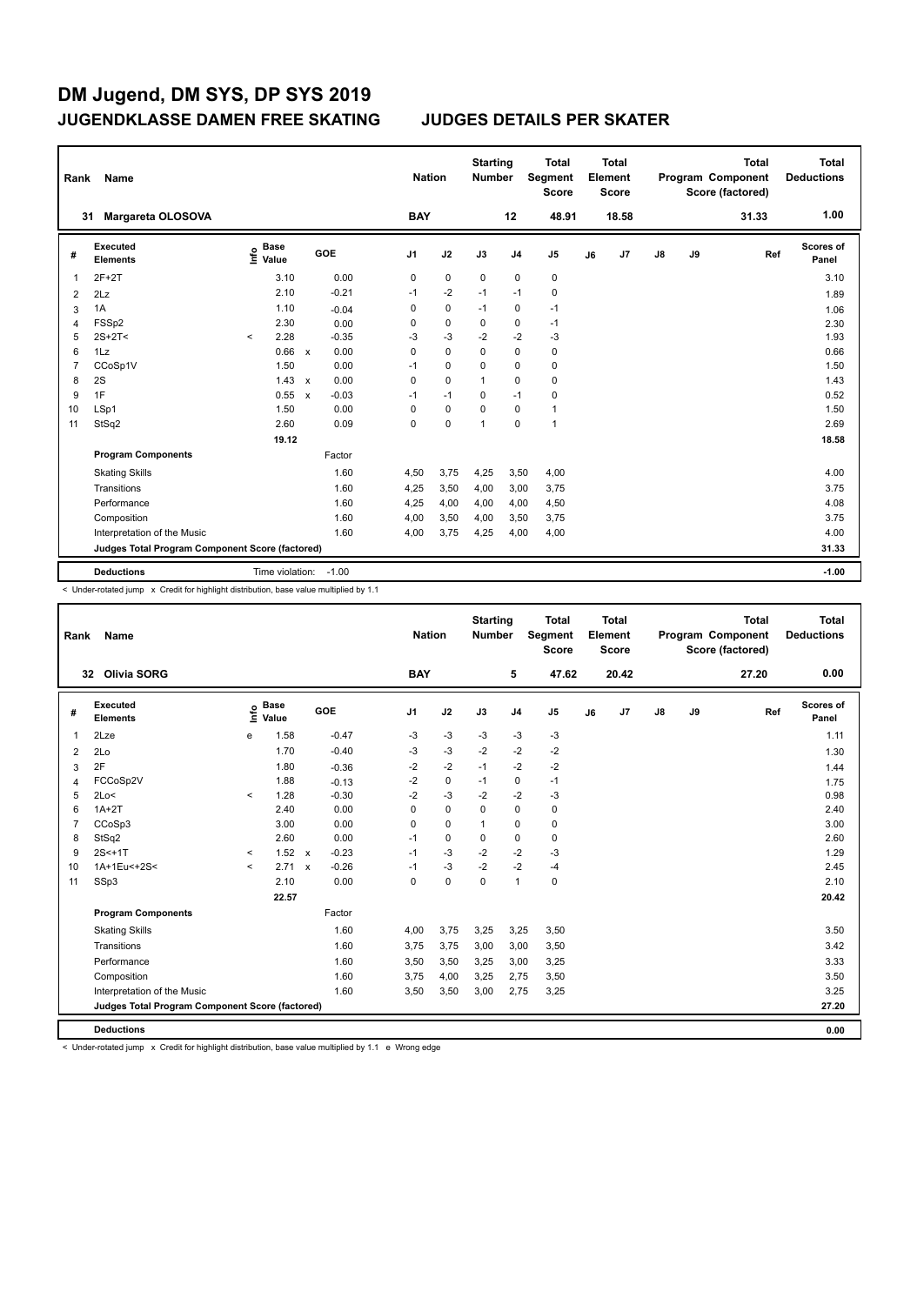# DM Jugend, DM SYS, DP SYS 2019

## JUGENDKLASSE DAMEN FREE SKATING — JUDGES DETAILS PER SKATER

| Rank | Name | Nation | Starting Number | Total Segment Score | Total Element Score | Total Program Component Score (factored) | Total Deductions |
|---|---|---|---|---|---|---|---|
| 31 | Margareta OLOSOVA | BAY | 12 | 48.91 | 18.58 | 31.33 | 1.00 |

| # | Executed Elements | Info | Base Value | | GOE | J1 | J2 | J3 | J4 | J5 | J6 | J7 | J8 | J9 | Ref | Scores of Panel |
|---|---|---|---|---|---|---|---|---|---|---|---|---|---|---|---|---|
| 1 | 2F+2T | | 3.10 | | 0.00 | 0 | 0 | 0 | 0 | 0 | | | | | | 3.10 |
| 2 | 2Lz | | 2.10 | | -0.21 | -1 | -2 | -1 | -1 | 0 | | | | | | 1.89 |
| 3 | 1A | | 1.10 | | -0.04 | 0 | 0 | -1 | 0 | -1 | | | | | | 1.06 |
| 4 | FSSp2 | | 2.30 | | 0.00 | 0 | 0 | 0 | 0 | -1 | | | | | | 2.30 |
| 5 | 2S+2T< | < | 2.28 | | -0.35 | -3 | -3 | -2 | -2 | -3 | | | | | | 1.93 |
| 6 | 1Lz | | 0.66 | x | 0.00 | 0 | 0 | 0 | 0 | 0 | | | | | | 0.66 |
| 7 | CCoSp1V | | 1.50 | | 0.00 | -1 | 0 | 0 | 0 | 0 | | | | | | 1.50 |
| 8 | 2S | | 1.43 | x | 0.00 | 0 | 0 | 1 | 0 | 0 | | | | | | 1.43 |
| 9 | 1F | | 0.55 | x | -0.03 | -1 | -1 | 0 | -1 | 0 | | | | | | 0.52 |
| 10 | LSp1 | | 1.50 | | 0.00 | 0 | 0 | 0 | 0 | 1 | | | | | | 1.50 |
| 11 | StSq2 | | 2.60 | | 0.09 | 0 | 0 | 1 | 0 | 1 | | | | | | 2.69 |
| | | | 19.12 | | | | | | | | | | | | | 18.58 |
| | **Program Components** | | | | Factor | | | | | | | | | | | |
| | Skating Skills | | | | 1.60 | 4,50 | 3,75 | 4,25 | 3,50 | 4,00 | | | | | | 4.00 |
| | Transitions | | | | 1.60 | 4,25 | 3,50 | 4,00 | 3,00 | 3,75 | | | | | | 3.75 |
| | Performance | | | | 1.60 | 4,25 | 4,00 | 4,00 | 4,00 | 4,50 | | | | | | 4.08 |
| | Composition | | | | 1.60 | 4,00 | 3,50 | 4,00 | 3,50 | 3,75 | | | | | | 3.75 |
| | Interpretation of the Music | | | | 1.60 | 4,00 | 3,75 | 4,25 | 4,00 | 4,00 | | | | | | 4.00 |
| | **Judges Total Program Component Score (factored)** | | | | | | | | | | | | | | | 31.33 |
| | **Deductions** | | Time violation: | | -1.00 | | | | | | | | | | | -1.00 |

< Under-rotated jump x Credit for highlight distribution, base value multiplied by 1.1

| Rank | Name | Nation | Starting Number | Total Segment Score | Total Element Score | Total Program Component Score (factored) | Total Deductions |
|---|---|---|---|---|---|---|---|
| 32 | Olivia SORG | BAY | 5 | 47.62 | 20.42 | 27.20 | 0.00 |

| # | Executed Elements | Info | Base Value | | GOE | J1 | J2 | J3 | J4 | J5 | J6 | J7 | J8 | J9 | Ref | Scores of Panel |
|---|---|---|---|---|---|---|---|---|---|---|---|---|---|---|---|---|
| 1 | 2Lze | e | 1.58 | | -0.47 | -3 | -3 | -3 | -3 | -3 | | | | | | 1.11 |
| 2 | 2Lo | | 1.70 | | -0.40 | -3 | -3 | -2 | -2 | -2 | | | | | | 1.30 |
| 3 | 2F | | 1.80 | | -0.36 | -2 | -2 | -1 | -2 | -2 | | | | | | 1.44 |
| 4 | FCCoSp2V | | 1.88 | | -0.13 | -2 | 0 | -1 | 0 | -1 | | | | | | 1.75 |
| 5 | 2Lo< | < | 1.28 | | -0.30 | -2 | -3 | -2 | -2 | -3 | | | | | | 0.98 |
| 6 | 1A+2T | | 2.40 | | 0.00 | 0 | 0 | 0 | 0 | 0 | | | | | | 2.40 |
| 7 | CCoSp3 | | 3.00 | | 0.00 | 0 | 0 | 1 | 0 | 0 | | | | | | 3.00 |
| 8 | StSq2 | | 2.60 | | 0.00 | -1 | 0 | 0 | 0 | 0 | | | | | | 2.60 |
| 9 | 2S<+1T | < | 1.52 | x | -0.23 | -1 | -3 | -2 | -2 | -3 | | | | | | 1.29 |
| 10 | 1A+1Eu<+2S< | < | 2.71 | x | -0.26 | -1 | -3 | -2 | -2 | -4 | | | | | | 2.45 |
| 11 | SSp3 | | 2.10 | | 0.00 | 0 | 0 | 0 | 1 | 0 | | | | | | 2.10 |
| | | | 22.57 | | | | | | | | | | | | | 20.42 |
| | **Program Components** | | | | Factor | | | | | | | | | | | |
| | Skating Skills | | | | 1.60 | 4,00 | 3,75 | 3,25 | 3,25 | 3,50 | | | | | | 3.50 |
| | Transitions | | | | 1.60 | 3,75 | 3,75 | 3,00 | 3,00 | 3,50 | | | | | | 3.42 |
| | Performance | | | | 1.60 | 3,50 | 3,50 | 3,25 | 3,00 | 3,25 | | | | | | 3.33 |
| | Composition | | | | 1.60 | 3,75 | 4,00 | 3,25 | 2,75 | 3,50 | | | | | | 3.50 |
| | Interpretation of the Music | | | | 1.60 | 3,50 | 3,50 | 3,00 | 2,75 | 3,25 | | | | | | 3.25 |
| | **Judges Total Program Component Score (factored)** | | | | | | | | | | | | | | | 27.20 |
| | **Deductions** | | | | | | | | | | | | | | | 0.00 |

< Under-rotated jump x Credit for highlight distribution, base value multiplied by 1.1 e Wrong edge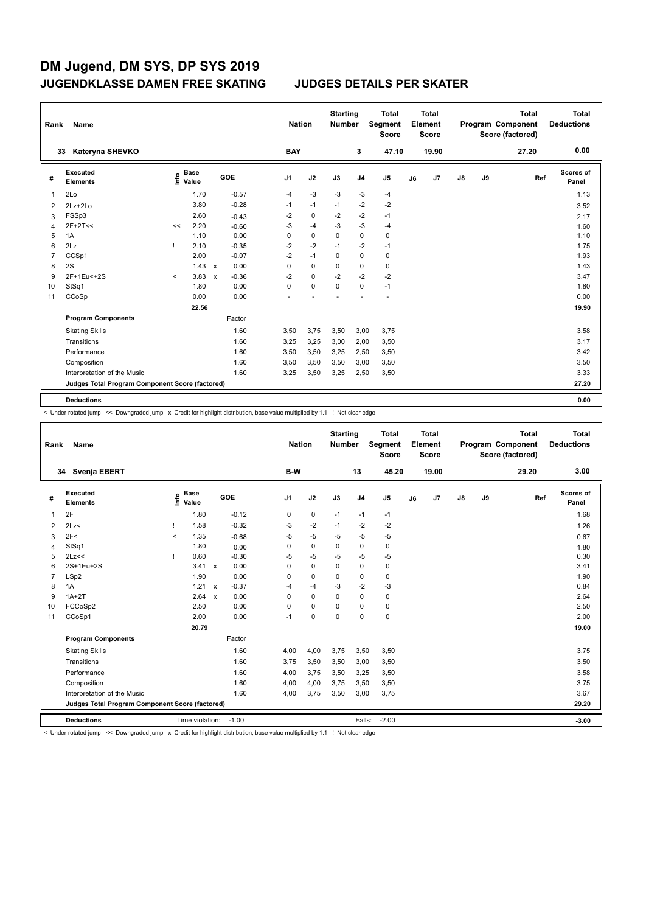# DM Jugend, DM SYS, DP SYS 2019

## JUGENDKLASSE DAMEN FREE SKATING — JUDGES DETAILS PER SKATER

| Rank | Name | Nation | Starting Number | Total Segment Score | Total Element Score | Total Program Component Score (factored) | Total Deductions |
|---|---|---|---|---|---|---|---|
| 33 | Kateryna SHEVKO | BAY | 3 | 47.10 | 19.90 | 27.20 | 0.00 |

| # | Executed Elements | Info | Base Value | | GOE | J1 | J2 | J3 | J4 | J5 | J6 | J7 | J8 | J9 | Ref | Scores of Panel |
|---|---|---|---|---|---|---|---|---|---|---|---|---|---|---|---|---|
| 1 | 2Lo | | 1.70 | | -0.57 | -4 | -3 | -3 | -3 | -4 | | | | | | 1.13 |
| 2 | 2Lz+2Lo | | 3.80 | | -0.28 | -1 | -1 | -1 | -2 | -2 | | | | | | 3.52 |
| 3 | FSSp3 | | 2.60 | | -0.43 | -2 | 0 | -2 | -2 | -1 | | | | | | 2.17 |
| 4 | 2F+2T<< | << | 2.20 | | -0.60 | -3 | -4 | -3 | -3 | -4 | | | | | | 1.60 |
| 5 | 1A | | 1.10 | | 0.00 | 0 | 0 | 0 | 0 | 0 | | | | | | 1.10 |
| 6 | 2Lz | ! | 2.10 | | -0.35 | -2 | -2 | -1 | -2 | -1 | | | | | | 1.75 |
| 7 | CCSp1 | | 2.00 | | -0.07 | -2 | -1 | 0 | 0 | 0 | | | | | | 1.93 |
| 8 | 2S | | 1.43 | x | 0.00 | 0 | 0 | 0 | 0 | 0 | | | | | | 1.43 |
| 9 | 2F+1Eu<+2S | < | 3.83 | x | -0.36 | -2 | 0 | -2 | -2 | -2 | | | | | | 3.47 |
| 10 | StSq1 | | 1.80 | | 0.00 | 0 | 0 | 0 | 0 | -1 | | | | | | 1.80 |
| 11 | CCoSp | | 0.00 | | 0.00 | - | - | - | - | - | | | | | | 0.00 |
| | | | 22.56 | | | | | | | | | | | | | 19.90 |
| | **Program Components** | | | | Factor | | | | | | | | | | | |
| | Skating Skills | | | | 1.60 | 3,50 | 3,75 | 3,50 | 3,00 | 3,75 | | | | | | 3.58 |
| | Transitions | | | | 1.60 | 3,25 | 3,25 | 3,00 | 2,00 | 3,50 | | | | | | 3.17 |
| | Performance | | | | 1.60 | 3,50 | 3,50 | 3,25 | 2,50 | 3,50 | | | | | | 3.42 |
| | Composition | | | | 1.60 | 3,50 | 3,50 | 3,50 | 3,00 | 3,50 | | | | | | 3.50 |
| | Interpretation of the Music | | | | 1.60 | 3,25 | 3,50 | 3,25 | 2,50 | 3,50 | | | | | | 3.33 |
| | **Judges Total Program Component Score (factored)** | | | | | | | | | | | | | | | 27.20 |
| | **Deductions** | | | | | | | | | | | | | | | 0.00 |

< Under-rotated jump << Downgraded jump x Credit for highlight distribution, base value multiplied by 1.1 ! Not clear edge

| Rank | Name | Nation | Starting Number | Total Segment Score | Total Element Score | Total Program Component Score (factored) | Total Deductions |
|---|---|---|---|---|---|---|---|
| 34 | Svenja EBERT | B-W | 13 | 45.20 | 19.00 | 29.20 | 3.00 |

| # | Executed Elements | Info | Base Value | | GOE | J1 | J2 | J3 | J4 | J5 | J6 | J7 | J8 | J9 | Ref | Scores of Panel |
|---|---|---|---|---|---|---|---|---|---|---|---|---|---|---|---|---|
| 1 | 2F | | 1.80 | | -0.12 | 0 | 0 | -1 | -1 | -1 | | | | | | 1.68 |
| 2 | 2Lz< | ! | 1.58 | | -0.32 | -3 | -2 | -1 | -2 | -2 | | | | | | 1.26 |
| 3 | 2F< | < | 1.35 | | -0.68 | -5 | -5 | -5 | -5 | -5 | | | | | | 0.67 |
| 4 | StSq1 | | 1.80 | | 0.00 | 0 | 0 | 0 | 0 | 0 | | | | | | 1.80 |
| 5 | 2Lz<< | ! | 0.60 | | -0.30 | -5 | -5 | -5 | -5 | -5 | | | | | | 0.30 |
| 6 | 2S+1Eu+2S | | 3.41 | x | 0.00 | 0 | 0 | 0 | 0 | 0 | | | | | | 3.41 |
| 7 | LSp2 | | 1.90 | | 0.00 | 0 | 0 | 0 | 0 | 0 | | | | | | 1.90 |
| 8 | 1A | | 1.21 | x | -0.37 | -4 | -4 | -3 | -2 | -3 | | | | | | 0.84 |
| 9 | 1A+2T | | 2.64 | x | 0.00 | 0 | 0 | 0 | 0 | 0 | | | | | | 2.64 |
| 10 | FCCoSp2 | | 2.50 | | 0.00 | 0 | 0 | 0 | 0 | 0 | | | | | | 2.50 |
| 11 | CCoSp1 | | 2.00 | | 0.00 | -1 | 0 | 0 | 0 | 0 | | | | | | 2.00 |
| | | | 20.79 | | | | | | | | | | | | | 19.00 |
| | **Program Components** | | | | Factor | | | | | | | | | | | |
| | Skating Skills | | | | 1.60 | 4,00 | 4,00 | 3,75 | 3,50 | 3,50 | | | | | | 3.75 |
| | Transitions | | | | 1.60 | 3,75 | 3,50 | 3,50 | 3,00 | 3,50 | | | | | | 3.50 |
| | Performance | | | | 1.60 | 4,00 | 3,75 | 3,50 | 3,25 | 3,50 | | | | | | 3.58 |
| | Composition | | | | 1.60 | 4,00 | 4,00 | 3,75 | 3,50 | 3,50 | | | | | | 3.75 |
| | Interpretation of the Music | | | | 1.60 | 4,00 | 3,75 | 3,50 | 3,00 | 3,75 | | | | | | 3.67 |
| | **Judges Total Program Component Score (factored)** | | | | | | | | | | | | | | | 29.20 |
| | **Deductions** | Time violation: | -1.00 | | | | | | Falls: | -2.00 | | | | | | -3.00 |

< Under-rotated jump << Downgraded jump x Credit for highlight distribution, base value multiplied by 1.1 ! Not clear edge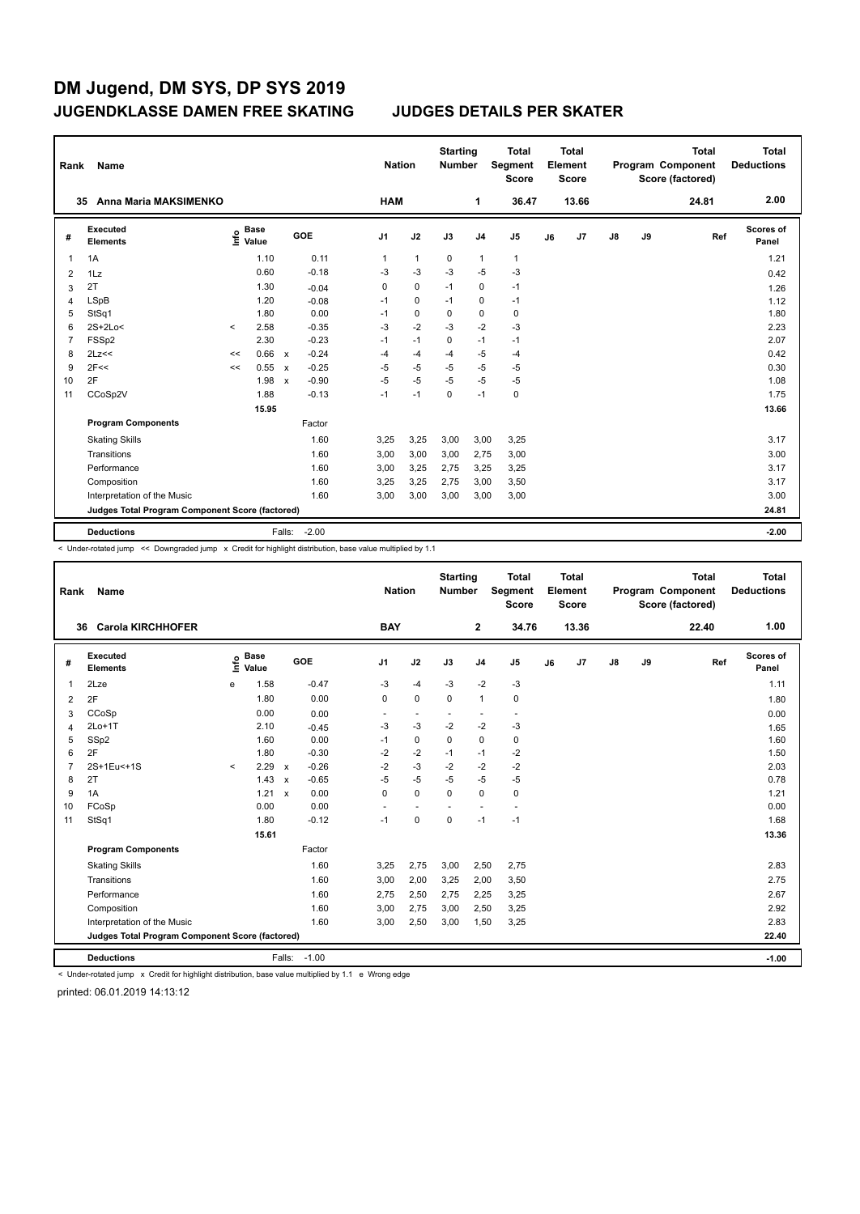# DM Jugend, DM SYS, DP SYS 2019

## JUGENDKLASSE DAMEN FREE SKATING — JUDGES DETAILS PER SKATER

| Rank | Name | Nation | Starting Number | Total Segment Score | Total Element Score | Total Program Component Score (factored) | Total Deductions |
|---|---|---|---|---|---|---|---|
| 35 | Anna Maria MAKSIMENKO | HAM | 1 | 36.47 | 13.66 | 24.81 | 2.00 |

| # | Executed Elements | Info | Base Value | | GOE | J1 | J2 | J3 | J4 | J5 | J6 | J7 | J8 | J9 | Ref | Scores of Panel |
|---|---|---|---|---|---|---|---|---|---|---|---|---|---|---|---|---|
| 1 | 1A | | 1.10 | | 0.11 | 1 | 1 | 0 | 1 | 1 | | | | | | 1.21 |
| 2 | 1Lz | | 0.60 | | -0.18 | -3 | -3 | -3 | -5 | -3 | | | | | | 0.42 |
| 3 | 2T | | 1.30 | | -0.04 | 0 | 0 | -1 | 0 | -1 | | | | | | 1.26 |
| 4 | LSpB | | 1.20 | | -0.08 | -1 | 0 | -1 | 0 | -1 | | | | | | 1.12 |
| 5 | StSq1 | | 1.80 | | 0.00 | -1 | 0 | 0 | 0 | 0 | | | | | | 1.80 |
| 6 | 2S+2Lo< | < | 2.58 | | -0.35 | -3 | -2 | -3 | -2 | -3 | | | | | | 2.23 |
| 7 | FSSp2 | | 2.30 | | -0.23 | -1 | -1 | 0 | -1 | -1 | | | | | | 2.07 |
| 8 | 2Lz<< | << | 0.66 | x | -0.24 | -4 | -4 | -4 | -5 | -4 | | | | | | 0.42 |
| 9 | 2F<< | << | 0.55 | x | -0.25 | -5 | -5 | -5 | -5 | -5 | | | | | | 0.30 |
| 10 | 2F | | 1.98 | x | -0.90 | -5 | -5 | -5 | -5 | -5 | | | | | | 1.08 |
| 11 | CCoSp2V | | 1.88 | | -0.13 | -1 | -1 | 0 | -1 | 0 | | | | | | 1.75 |
| | | | 15.95 | | | | | | | | | | | | | 13.66 |

| Program Components | Factor | J1 | J2 | J3 | J4 | J5 | J6 | J7 | J8 | J9 | Scores of Panel |
|---|---|---|---|---|---|---|---|---|---|---|---|
| Skating Skills | 1.60 | 3,25 | 3,25 | 3,00 | 3,00 | 3,25 | | | | | 3.17 |
| Transitions | 1.60 | 3,00 | 3,00 | 3,00 | 2,75 | 3,00 | | | | | 3.00 |
| Performance | 1.60 | 3,00 | 3,25 | 2,75 | 3,25 | 3,25 | | | | | 3.17 |
| Composition | 1.60 | 3,25 | 3,25 | 2,75 | 3,00 | 3,50 | | | | | 3.17 |
| Interpretation of the Music | 1.60 | 3,00 | 3,00 | 3,00 | 3,00 | 3,00 | | | | | 3.00 |
| Judges Total Program Component Score (factored) | | | | | | | | | | | 24.81 |

| Deductions | Falls: | -2.00 | -2.00 |
|---|---|---|---|

< Under-rotated jump << Downgraded jump x Credit for highlight distribution, base value multiplied by 1.1

| Rank | Name | Nation | Starting Number | Total Segment Score | Total Element Score | Total Program Component Score (factored) | Total Deductions |
|---|---|---|---|---|---|---|---|
| 36 | Carola KIRCHHOFER | BAY | 2 | 34.76 | 13.36 | 22.40 | 1.00 |

| # | Executed Elements | Info | Base Value | | GOE | J1 | J2 | J3 | J4 | J5 | J6 | J7 | J8 | J9 | Ref | Scores of Panel |
|---|---|---|---|---|---|---|---|---|---|---|---|---|---|---|---|---|
| 1 | 2Lze | e | 1.58 | | -0.47 | -3 | -4 | -3 | -2 | -3 | | | | | | 1.11 |
| 2 | 2F | | 1.80 | | 0.00 | 0 | 0 | 0 | 1 | 0 | | | | | | 1.80 |
| 3 | CCoSp | | 0.00 | | 0.00 | - | - | - | - | - | | | | | | 0.00 |
| 4 | 2Lo+1T | | 2.10 | | -0.45 | -3 | -3 | -2 | -2 | -3 | | | | | | 1.65 |
| 5 | SSp2 | | 1.60 | | 0.00 | -1 | 0 | 0 | 0 | 0 | | | | | | 1.60 |
| 6 | 2F | | 1.80 | | -0.30 | -2 | -2 | -1 | -1 | -2 | | | | | | 1.50 |
| 7 | 2S+1Eu<+1S | < | 2.29 | x | -0.26 | -2 | -3 | -2 | -2 | -2 | | | | | | 2.03 |
| 8 | 2T | | 1.43 | x | -0.65 | -5 | -5 | -5 | -5 | -5 | | | | | | 0.78 |
| 9 | 1A | | 1.21 | x | 0.00 | 0 | 0 | 0 | 0 | 0 | | | | | | 1.21 |
| 10 | FCoSp | | 0.00 | | 0.00 | - | - | - | - | - | | | | | | 0.00 |
| 11 | StSq1 | | 1.80 | | -0.12 | -1 | 0 | 0 | -1 | -1 | | | | | | 1.68 |
| | | | 15.61 | | | | | | | | | | | | | 13.36 |

| Program Components | Factor | J1 | J2 | J3 | J4 | J5 | J6 | J7 | J8 | J9 | Scores of Panel |
|---|---|---|---|---|---|---|---|---|---|---|---|
| Skating Skills | 1.60 | 3,25 | 2,75 | 3,00 | 2,50 | 2,75 | | | | | 2.83 |
| Transitions | 1.60 | 3,00 | 2,00 | 3,25 | 2,00 | 3,50 | | | | | 2.75 |
| Performance | 1.60 | 2,75 | 2,50 | 2,75 | 2,25 | 3,25 | | | | | 2.67 |
| Composition | 1.60 | 3,00 | 2,75 | 3,00 | 2,50 | 3,25 | | | | | 2.92 |
| Interpretation of the Music | 1.60 | 3,00 | 2,50 | 3,00 | 1,50 | 3,25 | | | | | 2.83 |
| Judges Total Program Component Score (factored) | | | | | | | | | | | 22.40 |

| Deductions | Falls: | -1.00 | -1.00 |
|---|---|---|---|

< Under-rotated jump x Credit for highlight distribution, base value multiplied by 1.1 e Wrong edge

printed: 06.01.2019 14:13:12